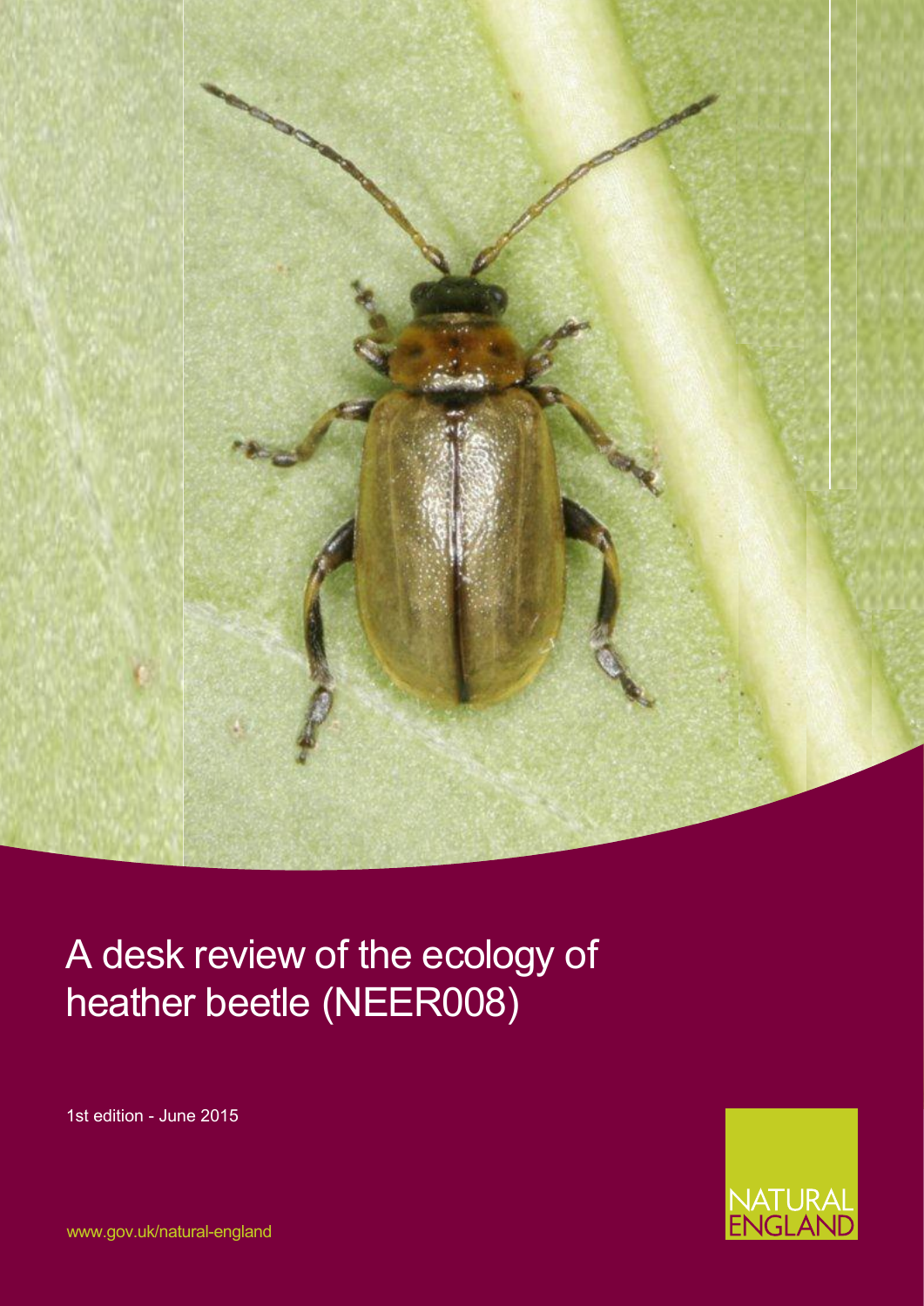# A desk review of the ecology of heather beetle (NEER008)

1st edition - June 2015

NATURAL ENGLAND

www.gov.uk/natural-england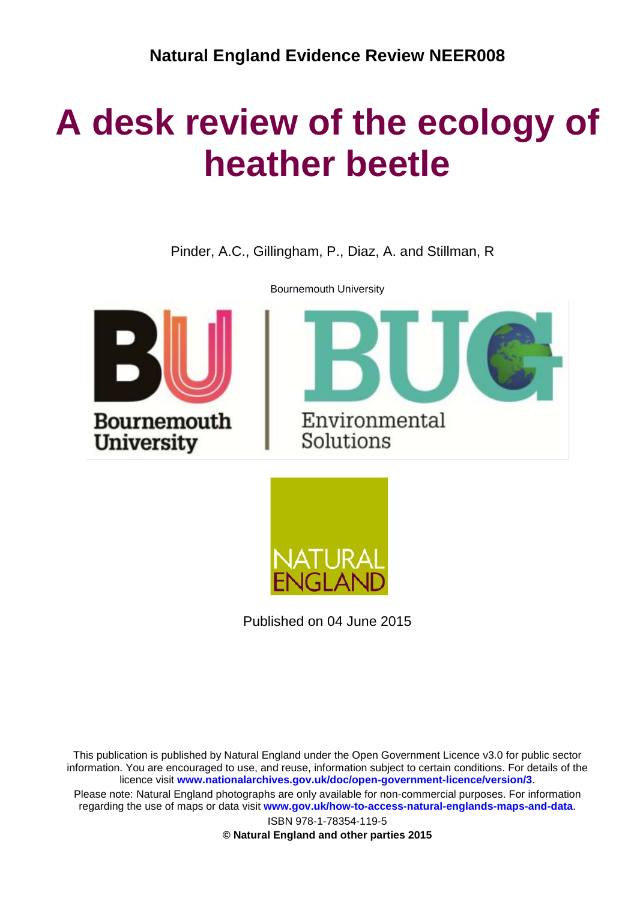**Natural England Evidence Review NEER008**

# A desk review of the ecology of heather beetle

Pinder, A.C., Gillingham, P., Diaz, A. and Stillman, R

Bournemouth University

Published on 04 June 2015

This publication is published by Natural England under the Open Government Licence v3.0 for public sector information. You are encouraged to use, and reuse, information subject to certain conditions. For details of the licence visit **www.nationalarchives.gov.uk/doc/open-government-licence/version/3**.

Please note: Natural England photographs are only available for non-commercial purposes. For information regarding the use of maps or data visit **www.gov.uk/how-to-access-natural-englands-maps-and-data**.

ISBN 978-1-78354-119-5

**© Natural England and other parties 2015**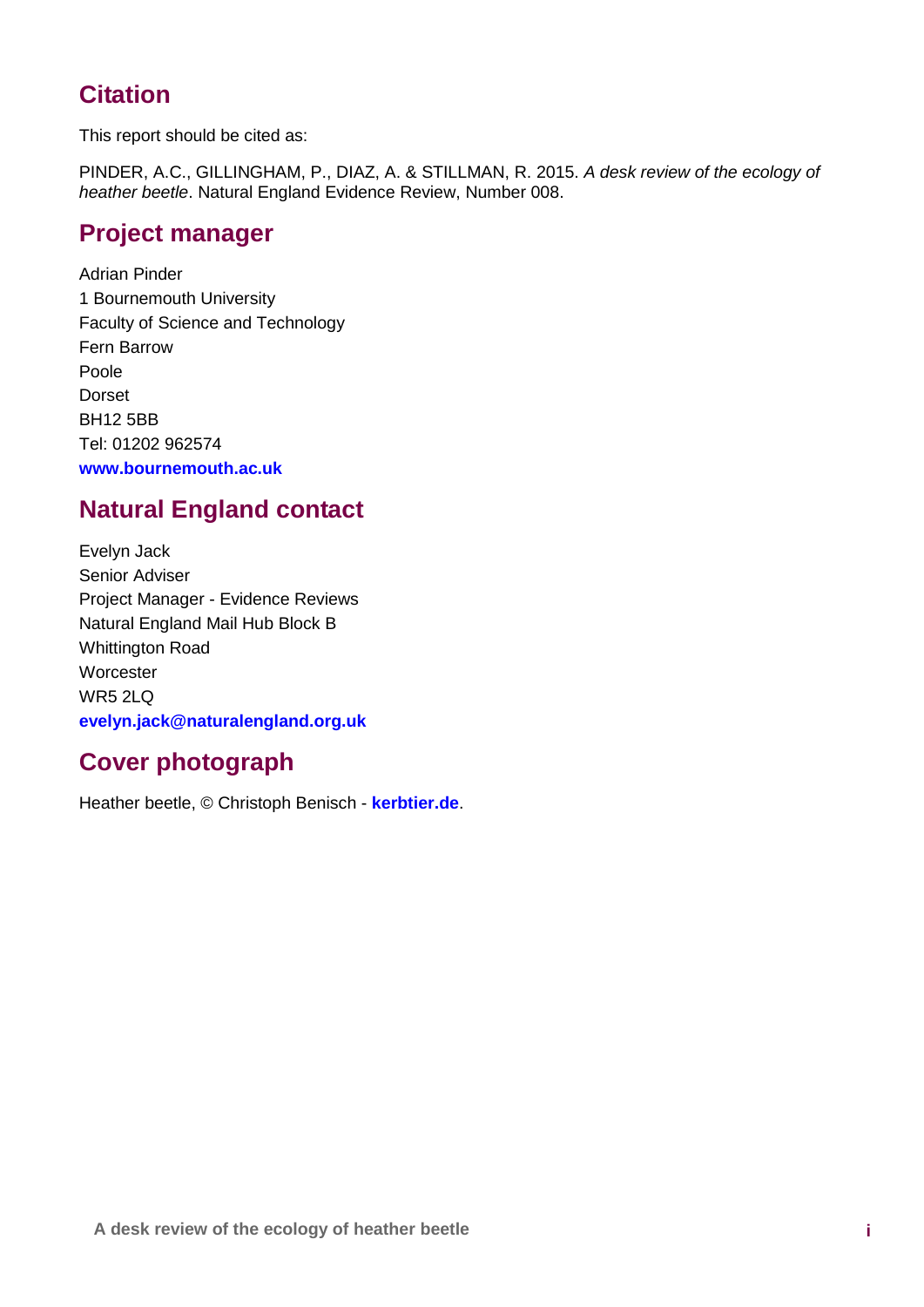## Citation

This report should be cited as:

PINDER, A.C., GILLINGHAM, P., DIAZ, A. & STILLMAN, R. 2015. *A desk review of the ecology of heather beetle*. Natural England Evidence Review, Number 008.

## Project manager

Adrian Pinder
1 Bournemouth University
Faculty of Science and Technology
Fern Barrow
Poole
Dorset
BH12 5BB
Tel: 01202 962574
**www.bournemouth.ac.uk**

## Natural England contact

Evelyn Jack
Senior Adviser
Project Manager - Evidence Reviews
Natural England Mail Hub Block B
Whittington Road
Worcester
WR5 2LQ
**evelyn.jack@naturalengland.org.uk**

## Cover photograph

Heather beetle, © Christoph Benisch - **kerbtier.de**.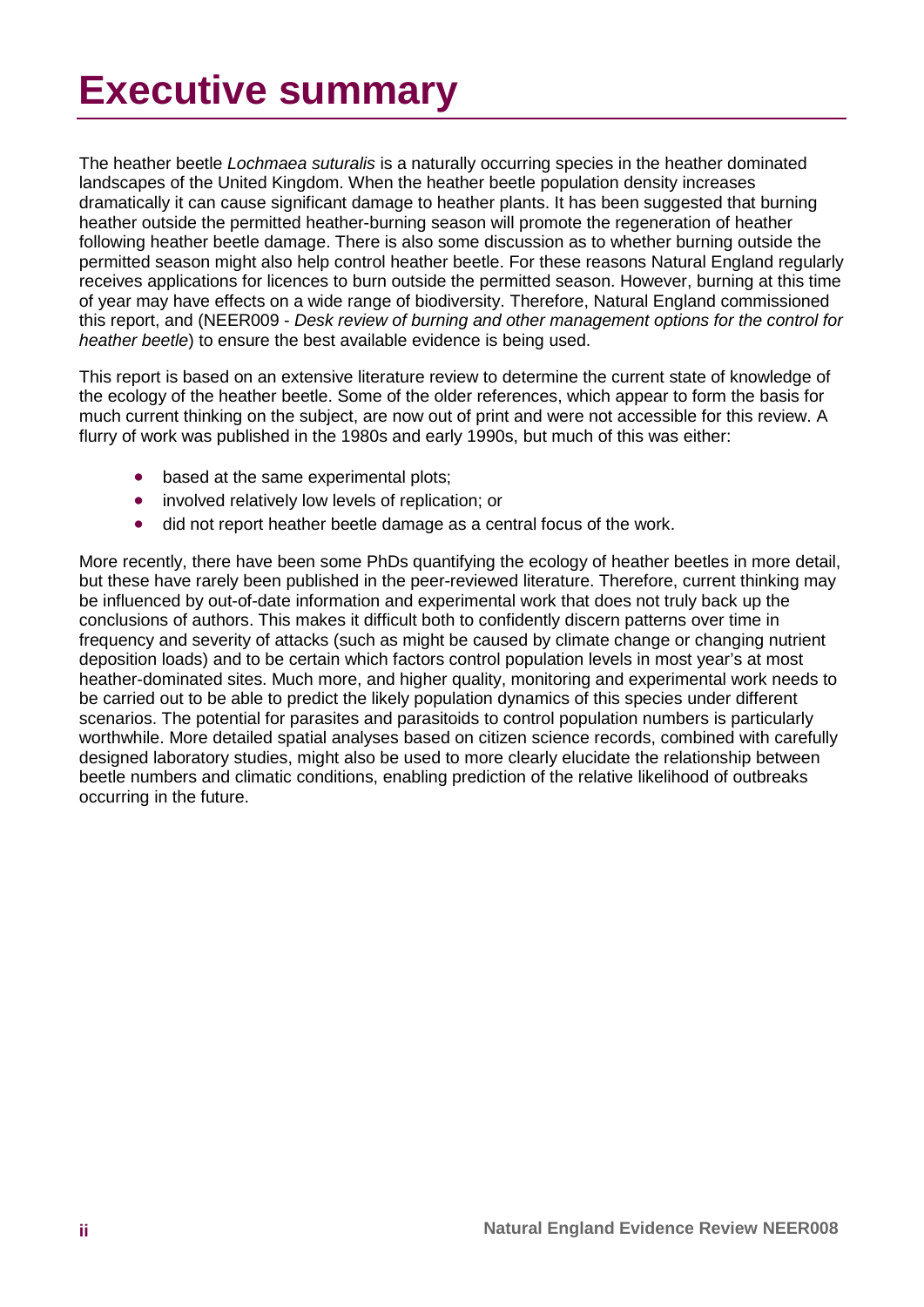# Executive summary

The heather beetle *Lochmaea suturalis* is a naturally occurring species in the heather dominated landscapes of the United Kingdom. When the heather beetle population density increases dramatically it can cause significant damage to heather plants. It has been suggested that burning heather outside the permitted heather-burning season will promote the regeneration of heather following heather beetle damage. There is also some discussion as to whether burning outside the permitted season might also help control heather beetle. For these reasons Natural England regularly receives applications for licences to burn outside the permitted season. However, burning at this time of year may have effects on a wide range of biodiversity. Therefore, Natural England commissioned this report, and (NEER009 - *Desk review of burning and other management options for the control for heather beetle*) to ensure the best available evidence is being used.

This report is based on an extensive literature review to determine the current state of knowledge of the ecology of the heather beetle. Some of the older references, which appear to form the basis for much current thinking on the subject, are now out of print and were not accessible for this review. A flurry of work was published in the 1980s and early 1990s, but much of this was either:

- based at the same experimental plots;
- involved relatively low levels of replication; or
- did not report heather beetle damage as a central focus of the work.

More recently, there have been some PhDs quantifying the ecology of heather beetles in more detail, but these have rarely been published in the peer-reviewed literature. Therefore, current thinking may be influenced by out-of-date information and experimental work that does not truly back up the conclusions of authors. This makes it difficult both to confidently discern patterns over time in frequency and severity of attacks (such as might be caused by climate change or changing nutrient deposition loads) and to be certain which factors control population levels in most year's at most heather-dominated sites. Much more, and higher quality, monitoring and experimental work needs to be carried out to be able to predict the likely population dynamics of this species under different scenarios. The potential for parasites and parasitoids to control population numbers is particularly worthwhile. More detailed spatial analyses based on citizen science records, combined with carefully designed laboratory studies, might also be used to more clearly elucidate the relationship between beetle numbers and climatic conditions, enabling prediction of the relative likelihood of outbreaks occurring in the future.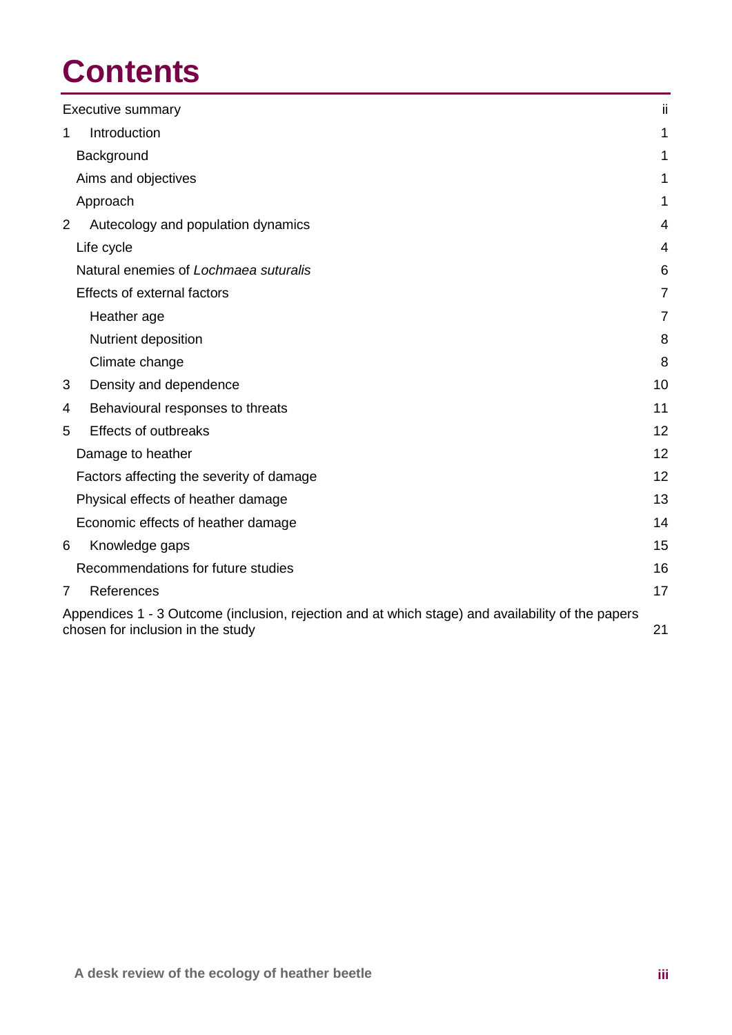# Contents

| | |
|---|---|
| Executive summary | ii |
| 1 Introduction | 1 |
| Background | 1 |
| Aims and objectives | 1 |
| Approach | 1 |
| 2 Autecology and population dynamics | 4 |
| Life cycle | 4 |
| Natural enemies of *Lochmaea suturalis* | 6 |
| Effects of external factors | 7 |
| Heather age | 7 |
| Nutrient deposition | 8 |
| Climate change | 8 |
| 3 Density and dependence | 10 |
| 4 Behavioural responses to threats | 11 |
| 5 Effects of outbreaks | 12 |
| Damage to heather | 12 |
| Factors affecting the severity of damage | 12 |
| Physical effects of heather damage | 13 |
| Economic effects of heather damage | 14 |
| 6 Knowledge gaps | 15 |
| Recommendations for future studies | 16 |
| 7 References | 17 |
| Appendices 1 - 3 Outcome (inclusion, rejection and at which stage) and availability of the papers chosen for inclusion in the study | 21 |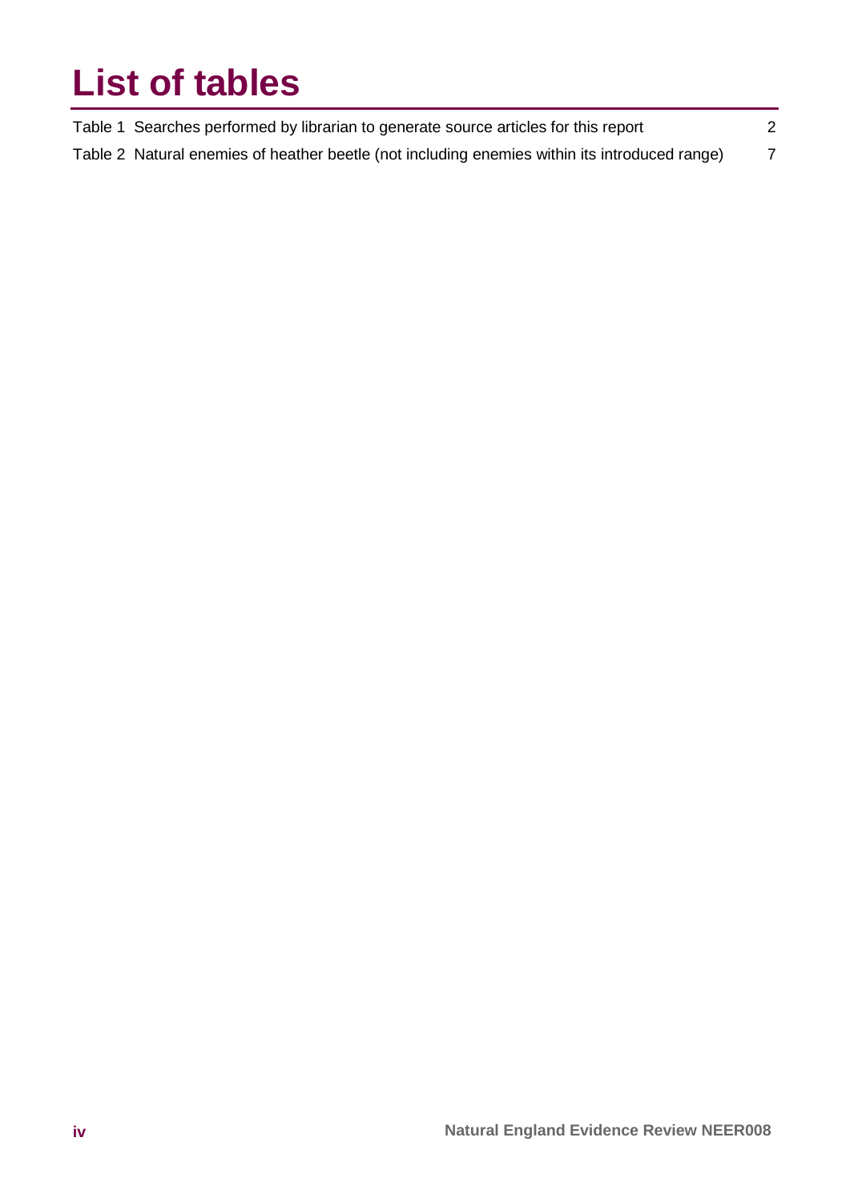# List of tables

Table 1 Searches performed by librarian to generate source articles for this report 2

Table 2 Natural enemies of heather beetle (not including enemies within its introduced range) 7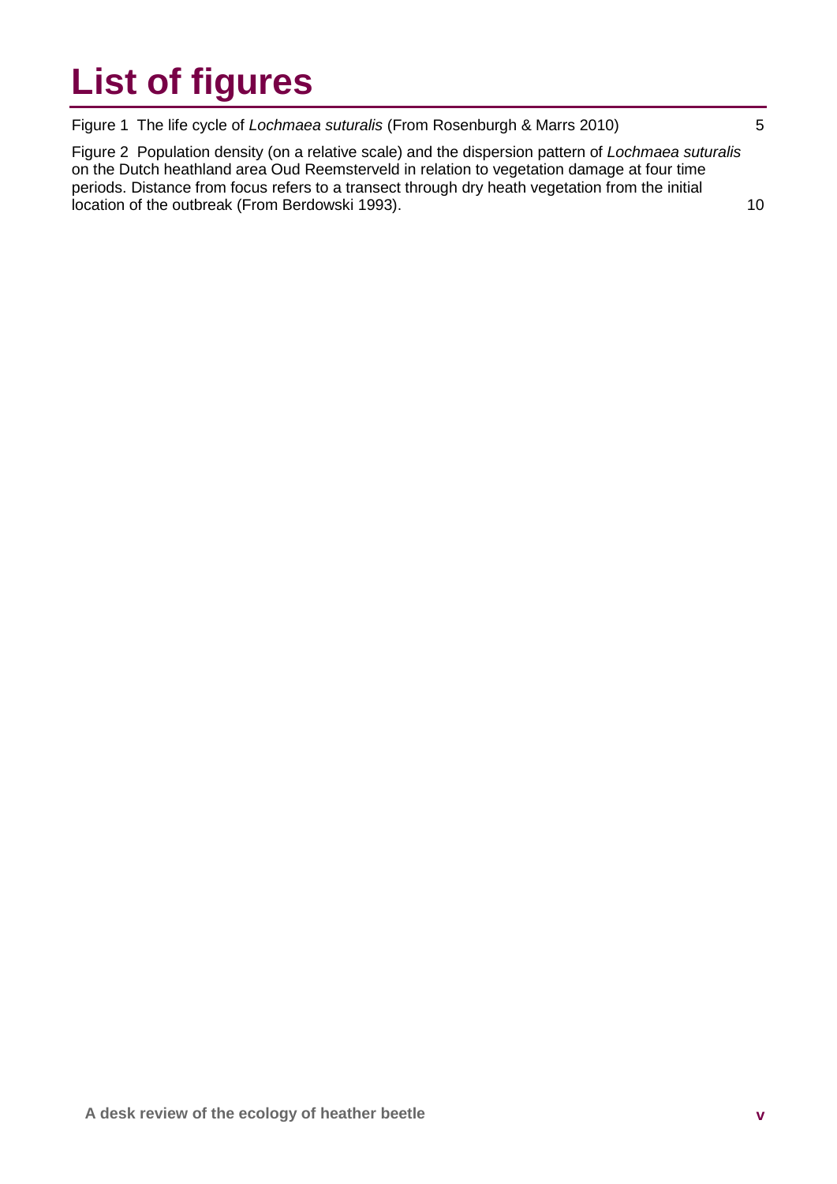# List of figures

Figure 1 The life cycle of *Lochmaea suturalis* (From Rosenburgh & Marrs 2010) 5

Figure 2 Population density (on a relative scale) and the dispersion pattern of *Lochmaea suturalis* on the Dutch heathland area Oud Reemsterveld in relation to vegetation damage at four time periods. Distance from focus refers to a transect through dry heath vegetation from the initial location of the outbreak (From Berdowski 1993). 10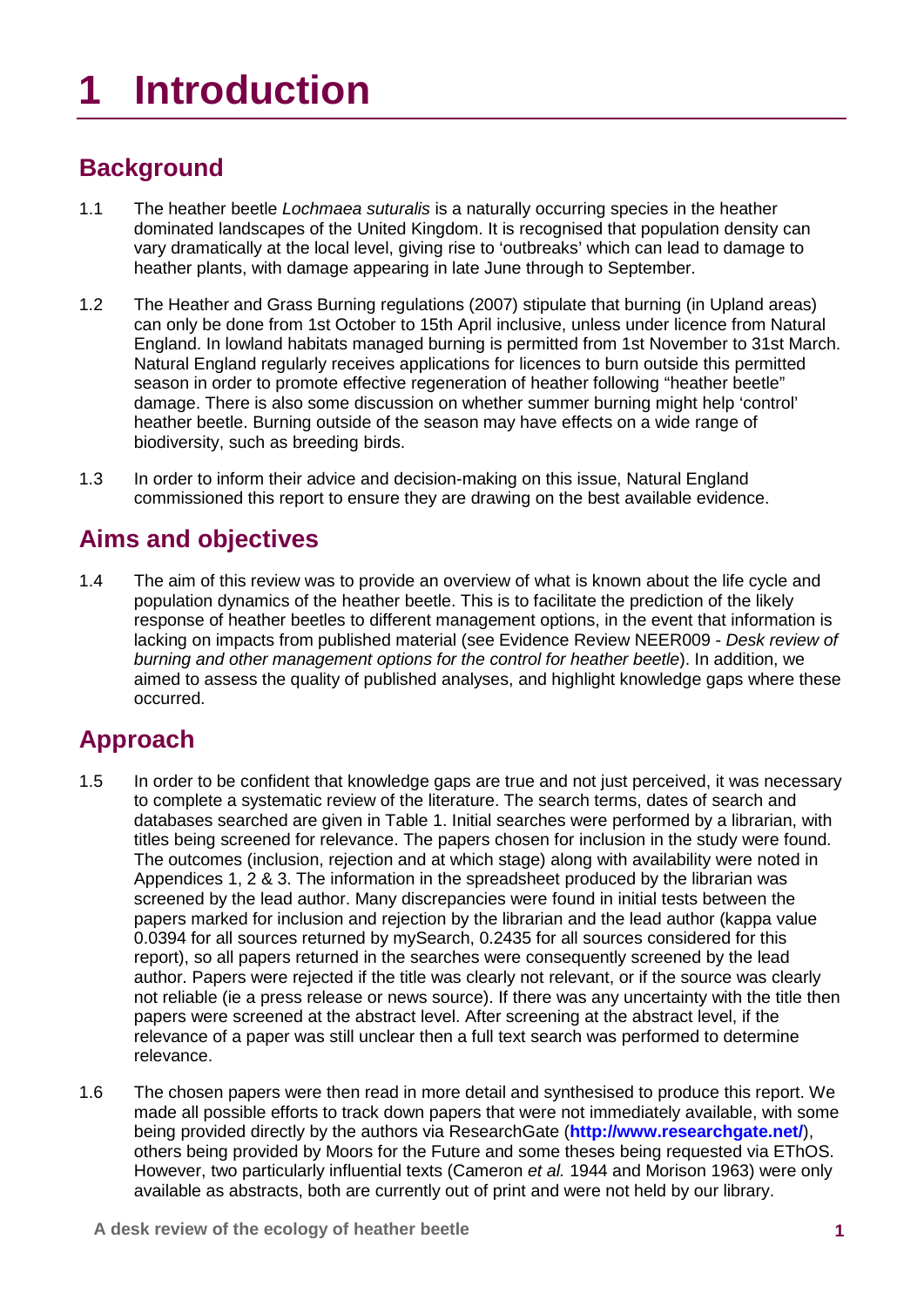# 1 Introduction

## Background

1.1 The heather beetle *Lochmaea suturalis* is a naturally occurring species in the heather dominated landscapes of the United Kingdom. It is recognised that population density can vary dramatically at the local level, giving rise to 'outbreaks' which can lead to damage to heather plants, with damage appearing in late June through to September.

1.2 The Heather and Grass Burning regulations (2007) stipulate that burning (in Upland areas) can only be done from 1st October to 15th April inclusive, unless under licence from Natural England. In lowland habitats managed burning is permitted from 1st November to 31st March. Natural England regularly receives applications for licences to burn outside this permitted season in order to promote effective regeneration of heather following "heather beetle" damage. There is also some discussion on whether summer burning might help 'control' heather beetle. Burning outside of the season may have effects on a wide range of biodiversity, such as breeding birds.

1.3 In order to inform their advice and decision-making on this issue, Natural England commissioned this report to ensure they are drawing on the best available evidence.

## Aims and objectives

1.4 The aim of this review was to provide an overview of what is known about the life cycle and population dynamics of the heather beetle. This is to facilitate the prediction of the likely response of heather beetles to different management options, in the event that information is lacking on impacts from published material (see Evidence Review NEER009 - *Desk review of burning and other management options for the control for heather beetle*). In addition, we aimed to assess the quality of published analyses, and highlight knowledge gaps where these occurred.

## Approach

1.5 In order to be confident that knowledge gaps are true and not just perceived, it was necessary to complete a systematic review of the literature. The search terms, dates of search and databases searched are given in Table 1. Initial searches were performed by a librarian, with titles being screened for relevance. The papers chosen for inclusion in the study were found. The outcomes (inclusion, rejection and at which stage) along with availability were noted in Appendices 1, 2 & 3. The information in the spreadsheet produced by the librarian was screened by the lead author. Many discrepancies were found in initial tests between the papers marked for inclusion and rejection by the librarian and the lead author (kappa value 0.0394 for all sources returned by mySearch, 0.2435 for all sources considered for this report), so all papers returned in the searches were consequently screened by the lead author. Papers were rejected if the title was clearly not relevant, or if the source was clearly not reliable (ie a press release or news source). If there was any uncertainty with the title then papers were screened at the abstract level. After screening at the abstract level, if the relevance of a paper was still unclear then a full text search was performed to determine relevance.

1.6 The chosen papers were then read in more detail and synthesised to produce this report. We made all possible efforts to track down papers that were not immediately available, with some being provided directly by the authors via ResearchGate (**http://www.researchgate.net/**), others being provided by Moors for the Future and some theses being requested via EThOS. However, two particularly influential texts (Cameron *et al.* 1944 and Morison 1963) were only available as abstracts, both are currently out of print and were not held by our library.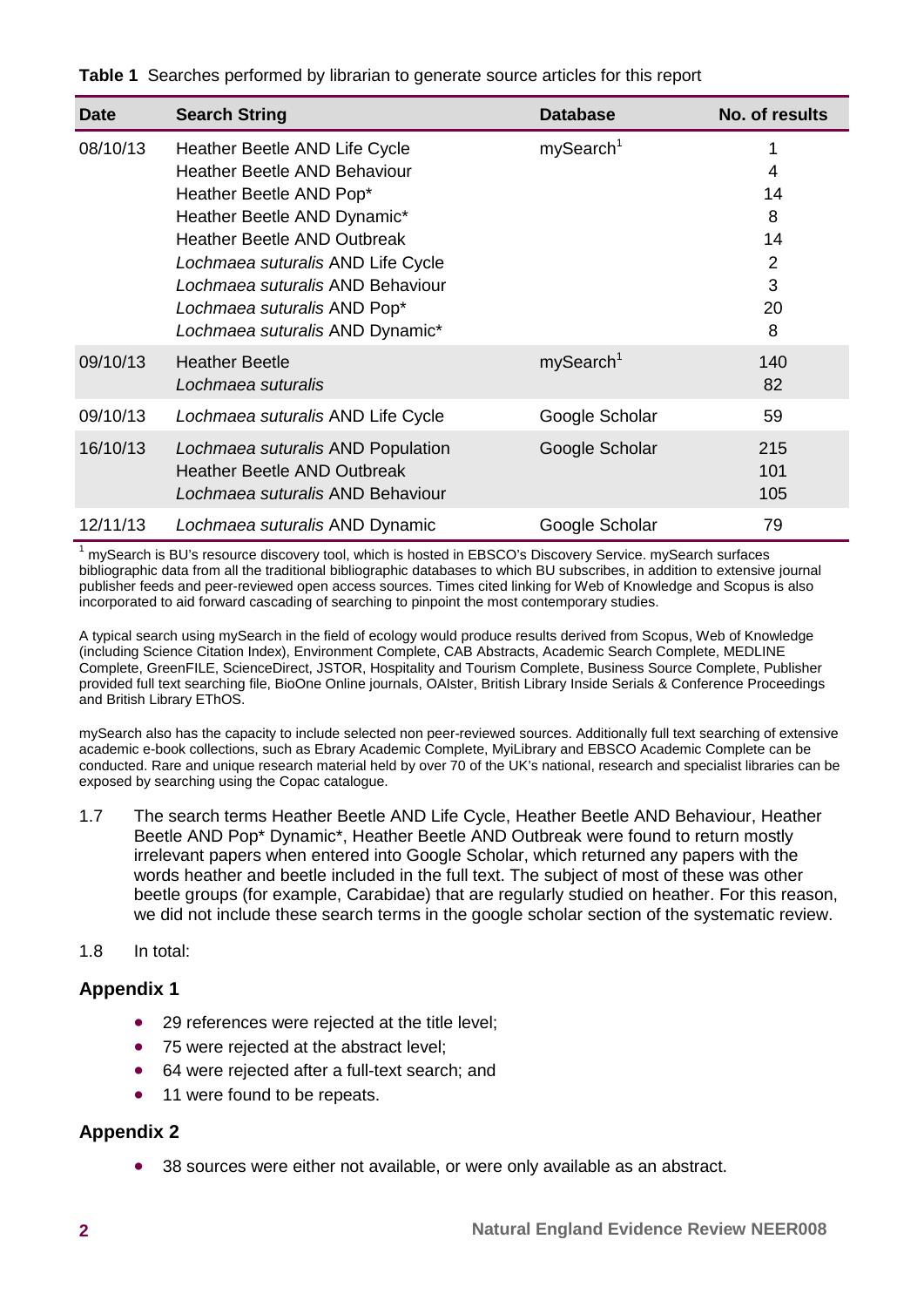**Table 1** Searches performed by librarian to generate source articles for this report

| Date | Search String | Database | No. of results |
|---|---|---|---|
| 08/10/13 | Heather Beetle AND Life Cycle<br>Heather Beetle AND Behaviour<br>Heather Beetle AND Pop*<br>Heather Beetle AND Dynamic*<br>Heather Beetle AND Outbreak<br>*Lochmaea suturalis* AND Life Cycle<br>*Lochmaea suturalis* AND Behaviour<br>*Lochmaea suturalis* AND Pop*<br>*Lochmaea suturalis* AND Dynamic* | mySearch[1] | 1<br>4<br>14<br>8<br>14<br>2<br>3<br>20<br>8 |
| 09/10/13 | Heather Beetle<br>*Lochmaea suturalis* | mySearch[1] | 140<br>82 |
| 09/10/13 | *Lochmaea suturalis* AND Life Cycle | Google Scholar | 59 |
| 16/10/13 | *Lochmaea suturalis* AND Population<br>Heather Beetle AND Outbreak<br>*Lochmaea suturalis* AND Behaviour | Google Scholar | 215<br>101<br>105 |
| 12/11/13 | *Lochmaea suturalis* AND Dynamic | Google Scholar | 79 |

[1] mySearch is BU's resource discovery tool, which is hosted in EBSCO's Discovery Service. mySearch surfaces bibliographic data from all the traditional bibliographic databases to which BU subscribes, in addition to extensive journal publisher feeds and peer-reviewed open access sources. Times cited linking for Web of Knowledge and Scopus is also incorporated to aid forward cascading of searching to pinpoint the most contemporary studies.

A typical search using mySearch in the field of ecology would produce results derived from Scopus, Web of Knowledge (including Science Citation Index), Environment Complete, CAB Abstracts, Academic Search Complete, MEDLINE Complete, GreenFILE, ScienceDirect, JSTOR, Hospitality and Tourism Complete, Business Source Complete, Publisher provided full text searching file, BioOne Online journals, OAIster, British Library Inside Serials & Conference Proceedings and British Library EThOS.

mySearch also has the capacity to include selected non peer-reviewed sources. Additionally full text searching of extensive academic e-book collections, such as Ebrary Academic Complete, MyiLibrary and EBSCO Academic Complete can be conducted. Rare and unique research material held by over 70 of the UK's national, research and specialist libraries can be exposed by searching using the Copac catalogue.

1.7 The search terms Heather Beetle AND Life Cycle, Heather Beetle AND Behaviour, Heather Beetle AND Pop* Dynamic*, Heather Beetle AND Outbreak were found to return mostly irrelevant papers when entered into Google Scholar, which returned any papers with the words heather and beetle included in the full text. The subject of most of these was other beetle groups (for example, Carabidae) that are regularly studied on heather. For this reason, we did not include these search terms in the google scholar section of the systematic review.

1.8 In total:

### Appendix 1

- 29 references were rejected at the title level;
- 75 were rejected at the abstract level;
- 64 were rejected after a full-text search; and
- 11 were found to be repeats.

### Appendix 2

- 38 sources were either not available, or were only available as an abstract.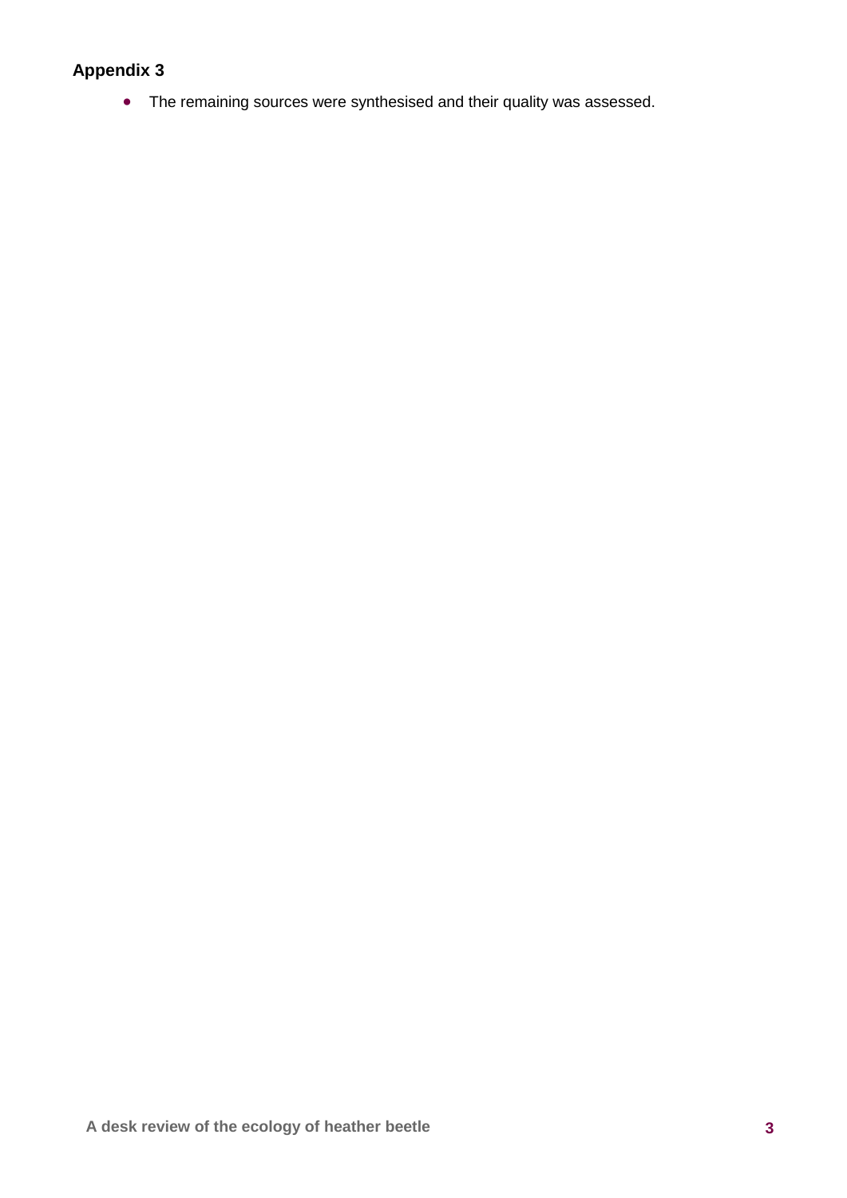**Appendix 3**

- The remaining sources were synthesised and their quality was assessed.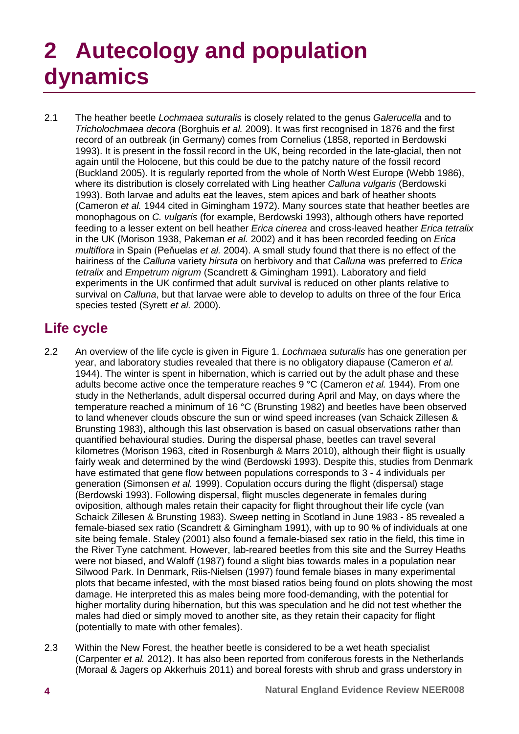# 2 Autecology and population dynamics

2.1 The heather beetle *Lochmaea suturalis* is closely related to the genus *Galerucella* and to *Tricholochmaea decora* (Borghuis *et al.* 2009). It was first recognised in 1876 and the first record of an outbreak (in Germany) comes from Cornelius (1858, reported in Berdowski 1993). It is present in the fossil record in the UK, being recorded in the late-glacial, then not again until the Holocene, but this could be due to the patchy nature of the fossil record (Buckland 2005). It is regularly reported from the whole of North West Europe (Webb 1986), where its distribution is closely correlated with Ling heather *Calluna vulgaris* (Berdowski 1993). Both larvae and adults eat the leaves, stem apices and bark of heather shoots (Cameron *et al.* 1944 cited in Gimingham 1972). Many sources state that heather beetles are monophagous on *C. vulgaris* (for example, Berdowski 1993), although others have reported feeding to a lesser extent on bell heather *Erica cinerea* and cross-leaved heather *Erica tetralix* in the UK (Morison 1938, Pakeman *et al.* 2002) and it has been recorded feeding on *Erica multiflora* in Spain (Peñuelas *et al.* 2004). A small study found that there is no effect of the hairiness of the *Calluna* variety *hirsuta* on herbivory and that *Calluna* was preferred to *Erica tetralix* and *Empetrum nigrum* (Scandrett & Gimingham 1991). Laboratory and field experiments in the UK confirmed that adult survival is reduced on other plants relative to survival on *Calluna*, but that larvae were able to develop to adults on three of the four Erica species tested (Syrett *et al.* 2000).

## Life cycle

2.2 An overview of the life cycle is given in Figure 1. *Lochmaea suturalis* has one generation per year, and laboratory studies revealed that there is no obligatory diapause (Cameron *et al.* 1944). The winter is spent in hibernation, which is carried out by the adult phase and these adults become active once the temperature reaches 9 °C (Cameron *et al.* 1944). From one study in the Netherlands, adult dispersal occurred during April and May, on days where the temperature reached a minimum of 16 °C (Brunsting 1982) and beetles have been observed to land whenever clouds obscure the sun or wind speed increases (van Schaick Zillesen & Brunsting 1983), although this last observation is based on casual observations rather than quantified behavioural studies. During the dispersal phase, beetles can travel several kilometres (Morison 1963, cited in Rosenburgh & Marrs 2010), although their flight is usually fairly weak and determined by the wind (Berdowski 1993). Despite this, studies from Denmark have estimated that gene flow between populations corresponds to 3 - 4 individuals per generation (Simonsen *et al.* 1999). Copulation occurs during the flight (dispersal) stage (Berdowski 1993). Following dispersal, flight muscles degenerate in females during oviposition, although males retain their capacity for flight throughout their life cycle (van Schaick Zillesen & Brunsting 1983). Sweep netting in Scotland in June 1983 - 85 revealed a female-biased sex ratio (Scandrett & Gimingham 1991), with up to 90 % of individuals at one site being female. Staley (2001) also found a female-biased sex ratio in the field, this time in the River Tyne catchment. However, lab-reared beetles from this site and the Surrey Heaths were not biased, and Waloff (1987) found a slight bias towards males in a population near Silwood Park. In Denmark, Riis-Nielsen (1997) found female biases in many experimental plots that became infested, with the most biased ratios being found on plots showing the most damage. He interpreted this as males being more food-demanding, with the potential for higher mortality during hibernation, but this was speculation and he did not test whether the males had died or simply moved to another site, as they retain their capacity for flight (potentially to mate with other females).

2.3 Within the New Forest, the heather beetle is considered to be a wet heath specialist (Carpenter *et al.* 2012). It has also been reported from coniferous forests in the Netherlands (Moraal & Jagers op Akkerhuis 2011) and boreal forests with shrub and grass understory in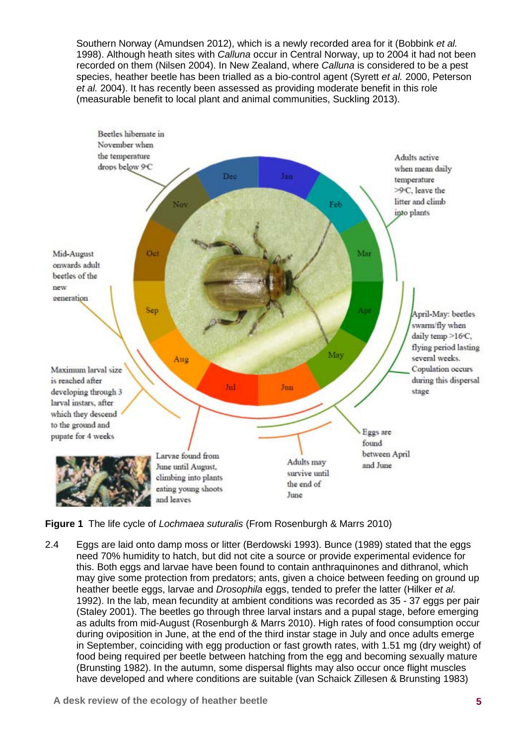Southern Norway (Amundsen 2012), which is a newly recorded area for it (Bobbink *et al.* 1998). Although heath sites with *Calluna* occur in Central Norway, up to 2004 it had not been recorded on them (Nilsen 2004). In New Zealand, where *Calluna* is considered to be a pest species, heather beetle has been trialled as a bio-control agent (Syrett *et al.* 2000, Peterson *et al.* 2004). It has recently been assessed as providing moderate benefit in this role (measurable benefit to local plant and animal communities, Suckling 2013).

**Figure 1** The life cycle of *Lochmaea suturalis* (From Rosenburgh & Marrs 2010)

2.4 Eggs are laid onto damp moss or litter (Berdowski 1993). Bunce (1989) stated that the eggs need 70% humidity to hatch, but did not cite a source or provide experimental evidence for this. Both eggs and larvae have been found to contain anthraquinones and dithranol, which may give some protection from predators; ants, given a choice between feeding on ground up heather beetle eggs, larvae and *Drosophila* eggs, tended to prefer the latter (Hilker *et al.* 1992). In the lab, mean fecundity at ambient conditions was recorded as 35 - 37 eggs per pair (Staley 2001). The beetles go through three larval instars and a pupal stage, before emerging as adults from mid-August (Rosenburgh & Marrs 2010). High rates of food consumption occur during oviposition in June, at the end of the third instar stage in July and once adults emerge in September, coinciding with egg production or fast growth rates, with 1.51 mg (dry weight) of food being required per beetle between hatching from the egg and becoming sexually mature (Brunsting 1982). In the autumn, some dispersal flights may also occur once flight muscles have developed and where conditions are suitable (van Schaick Zillesen & Brunsting 1983)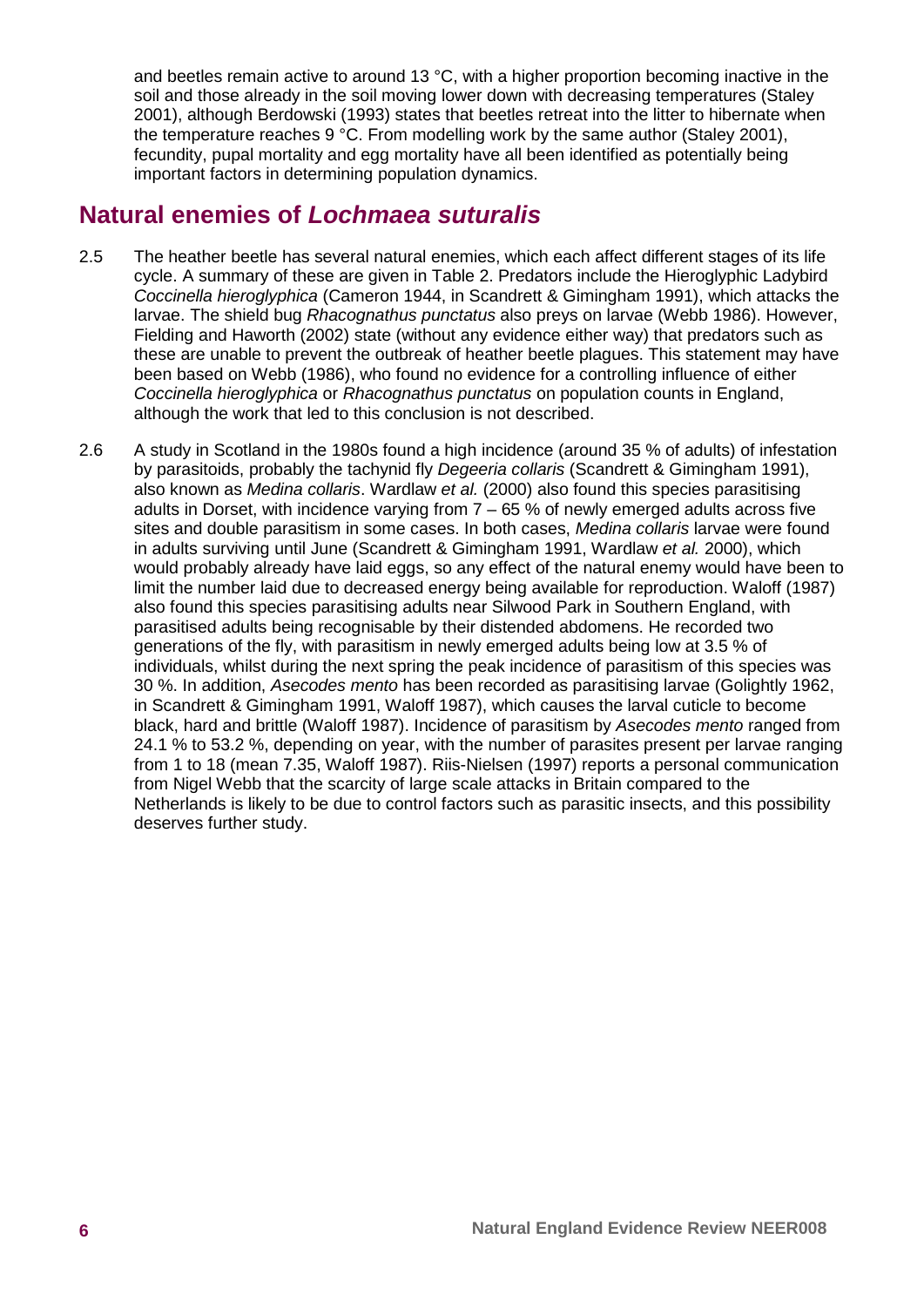and beetles remain active to around 13 °C, with a higher proportion becoming inactive in the soil and those already in the soil moving lower down with decreasing temperatures (Staley 2001), although Berdowski (1993) states that beetles retreat into the litter to hibernate when the temperature reaches 9 °C. From modelling work by the same author (Staley 2001), fecundity, pupal mortality and egg mortality have all been identified as potentially being important factors in determining population dynamics.

## Natural enemies of *Lochmaea suturalis*

2.5 The heather beetle has several natural enemies, which each affect different stages of its life cycle. A summary of these are given in Table 2. Predators include the Hieroglyphic Ladybird *Coccinella hieroglyphica* (Cameron 1944, in Scandrett & Gimingham 1991), which attacks the larvae. The shield bug *Rhacognathus punctatus* also preys on larvae (Webb 1986). However, Fielding and Haworth (2002) state (without any evidence either way) that predators such as these are unable to prevent the outbreak of heather beetle plagues. This statement may have been based on Webb (1986), who found no evidence for a controlling influence of either *Coccinella hieroglyphica* or *Rhacognathus punctatus* on population counts in England, although the work that led to this conclusion is not described.

2.6 A study in Scotland in the 1980s found a high incidence (around 35 % of adults) of infestation by parasitoids, probably the tachynid fly *Degeeria collaris* (Scandrett & Gimingham 1991), also known as *Medina collaris*. Wardlaw *et al.* (2000) also found this species parasitising adults in Dorset, with incidence varying from 7 – 65 % of newly emerged adults across five sites and double parasitism in some cases. In both cases, *Medina collaris* larvae were found in adults surviving until June (Scandrett & Gimingham 1991, Wardlaw *et al.* 2000), which would probably already have laid eggs, so any effect of the natural enemy would have been to limit the number laid due to decreased energy being available for reproduction. Waloff (1987) also found this species parasitising adults near Silwood Park in Southern England, with parasitised adults being recognisable by their distended abdomens. He recorded two generations of the fly, with parasitism in newly emerged adults being low at 3.5 % of individuals, whilst during the next spring the peak incidence of parasitism of this species was 30 %. In addition, *Asecodes mento* has been recorded as parasitising larvae (Golightly 1962, in Scandrett & Gimingham 1991, Waloff 1987), which causes the larval cuticle to become black, hard and brittle (Waloff 1987). Incidence of parasitism by *Asecodes mento* ranged from 24.1 % to 53.2 %, depending on year, with the number of parasites present per larvae ranging from 1 to 18 (mean 7.35, Waloff 1987). Riis-Nielsen (1997) reports a personal communication from Nigel Webb that the scarcity of large scale attacks in Britain compared to the Netherlands is likely to be due to control factors such as parasitic insects, and this possibility deserves further study.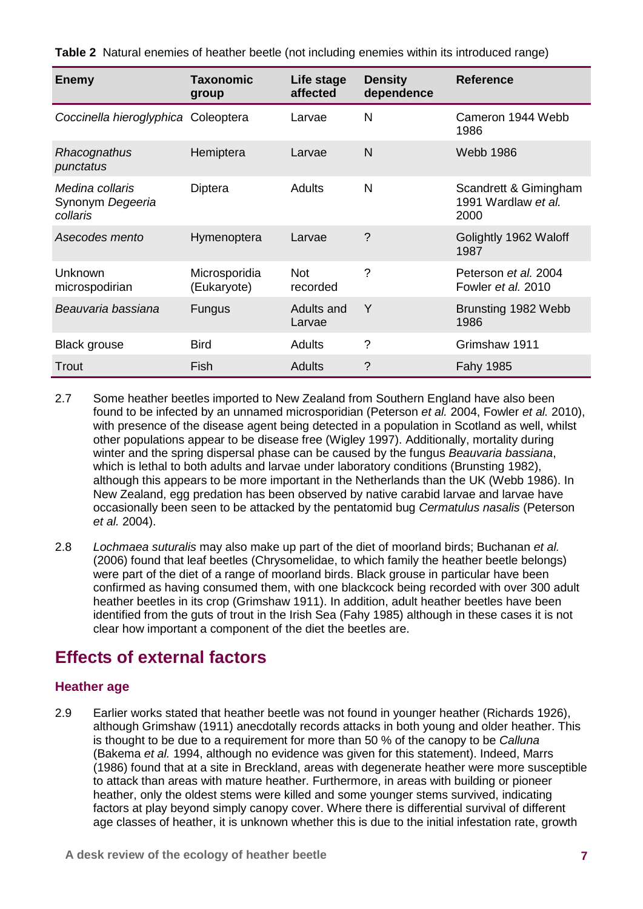**Table 2** Natural enemies of heather beetle (not including enemies within its introduced range)

| Enemy | Taxonomic group | Life stage affected | Density dependence | Reference |
|---|---|---|---|---|
| *Coccinella hieroglyphica* | Coleoptera | Larvae | N | Cameron 1944 Webb 1986 |
| *Rhacognathus punctatus* | Hemiptera | Larvae | N | Webb 1986 |
| *Medina collaris* Synonym *Degeeria collaris* | Diptera | Adults | N | Scandrett & Gimingham 1991 Wardlaw *et al.* 2000 |
| *Asecodes mento* | Hymenoptera | Larvae | ? | Golightly 1962 Waloff 1987 |
| Unknown microspodirian | Microsporidia (Eukaryote) | Not recorded | ? | Peterson *et al.* 2004 Fowler *et al.* 2010 |
| *Beauvaria bassiana* | Fungus | Adults and Larvae | Y | Brunsting 1982 Webb 1986 |
| Black grouse | Bird | Adults | ? | Grimshaw 1911 |
| Trout | Fish | Adults | ? | Fahy 1985 |

2.7 Some heather beetles imported to New Zealand from Southern England have also been found to be infected by an unnamed microsporidian (Peterson *et al.* 2004, Fowler *et al.* 2010), with presence of the disease agent being detected in a population in Scotland as well, whilst other populations appear to be disease free (Wigley 1997). Additionally, mortality during winter and the spring dispersal phase can be caused by the fungus *Beauvaria bassiana*, which is lethal to both adults and larvae under laboratory conditions (Brunsting 1982), although this appears to be more important in the Netherlands than the UK (Webb 1986). In New Zealand, egg predation has been observed by native carabid larvae and larvae have occasionally been seen to be attacked by the pentatomid bug *Cermatulus nasalis* (Peterson *et al.* 2004).

2.8 *Lochmaea suturalis* may also make up part of the diet of moorland birds; Buchanan *et al.* (2006) found that leaf beetles (Chrysomelidae, to which family the heather beetle belongs) were part of the diet of a range of moorland birds. Black grouse in particular have been confirmed as having consumed them, with one blackcock being recorded with over 300 adult heather beetles in its crop (Grimshaw 1911). In addition, adult heather beetles have been identified from the guts of trout in the Irish Sea (Fahy 1985) although in these cases it is not clear how important a component of the diet the beetles are.

## Effects of external factors

### Heather age

2.9 Earlier works stated that heather beetle was not found in younger heather (Richards 1926), although Grimshaw (1911) anecdotally records attacks in both young and older heather. This is thought to be due to a requirement for more than 50 % of the canopy to be *Calluna* (Bakema *et al.* 1994, although no evidence was given for this statement). Indeed, Marrs (1986) found that at a site in Breckland, areas with degenerate heather were more susceptible to attack than areas with mature heather. Furthermore, in areas with building or pioneer heather, only the oldest stems were killed and some younger stems survived, indicating factors at play beyond simply canopy cover. Where there is differential survival of different age classes of heather, it is unknown whether this is due to the initial infestation rate, growth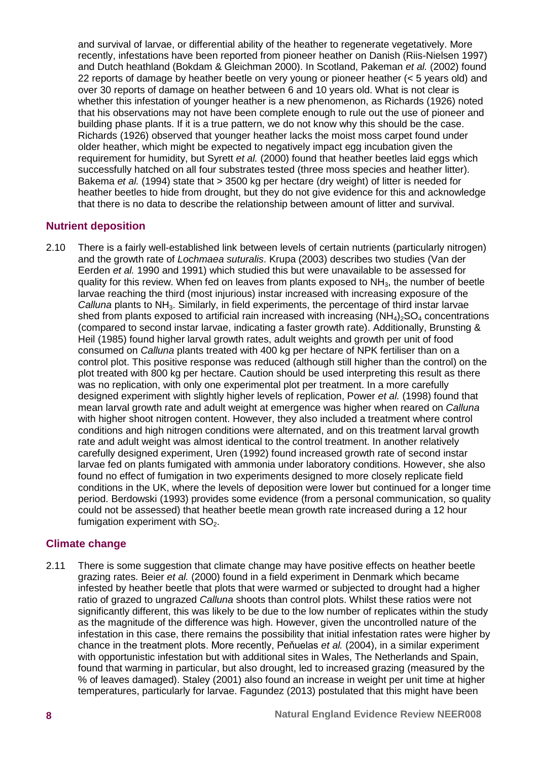and survival of larvae, or differential ability of the heather to regenerate vegetatively. More recently, infestations have been reported from pioneer heather on Danish (Riis-Nielsen 1997) and Dutch heathland (Bokdam & Gleichman 2000). In Scotland, Pakeman *et al.* (2002) found 22 reports of damage by heather beetle on very young or pioneer heather (< 5 years old) and over 30 reports of damage on heather between 6 and 10 years old. What is not clear is whether this infestation of younger heather is a new phenomenon, as Richards (1926) noted that his observations may not have been complete enough to rule out the use of pioneer and building phase plants. If it is a true pattern, we do not know why this should be the case. Richards (1926) observed that younger heather lacks the moist moss carpet found under older heather, which might be expected to negatively impact egg incubation given the requirement for humidity, but Syrett *et al.* (2000) found that heather beetles laid eggs which successfully hatched on all four substrates tested (three moss species and heather litter). Bakema *et al.* (1994) state that > 3500 kg per hectare (dry weight) of litter is needed for heather beetles to hide from drought, but they do not give evidence for this and acknowledge that there is no data to describe the relationship between amount of litter and survival.

## Nutrient deposition

2.10 There is a fairly well-established link between levels of certain nutrients (particularly nitrogen) and the growth rate of *Lochmaea suturalis*. Krupa (2003) describes two studies (Van der Eerden *et al.* 1990 and 1991) which studied this but were unavailable to be assessed for quality for this review. When fed on leaves from plants exposed to $NH_3$, the number of beetle larvae reaching the third (most injurious) instar increased with increasing exposure of the *Calluna* plants to $NH_3$. Similarly, in field experiments, the percentage of third instar larvae shed from plants exposed to artificial rain increased with increasing $(NH_4)_2SO_4$ concentrations (compared to second instar larvae, indicating a faster growth rate). Additionally, Brunsting & Heil (1985) found higher larval growth rates, adult weights and growth per unit of food consumed on *Calluna* plants treated with 400 kg per hectare of NPK fertiliser than on a control plot. This positive response was reduced (although still higher than the control) on the plot treated with 800 kg per hectare. Caution should be used interpreting this result as there was no replication, with only one experimental plot per treatment. In a more carefully designed experiment with slightly higher levels of replication, Power *et al.* (1998) found that mean larval growth rate and adult weight at emergence was higher when reared on *Calluna* with higher shoot nitrogen content. However, they also included a treatment where control conditions and high nitrogen conditions were alternated, and on this treatment larval growth rate and adult weight was almost identical to the control treatment. In another relatively carefully designed experiment, Uren (1992) found increased growth rate of second instar larvae fed on plants fumigated with ammonia under laboratory conditions. However, she also found no effect of fumigation in two experiments designed to more closely replicate field conditions in the UK, where the levels of deposition were lower but continued for a longer time period. Berdowski (1993) provides some evidence (from a personal communication, so quality could not be assessed) that heather beetle mean growth rate increased during a 12 hour fumigation experiment with $SO_2$.

## Climate change

2.11 There is some suggestion that climate change may have positive effects on heather beetle grazing rates. Beier *et al.* (2000) found in a field experiment in Denmark which became infested by heather beetle that plots that were warmed or subjected to drought had a higher ratio of grazed to ungrazed *Calluna* shoots than control plots. Whilst these ratios were not significantly different, this was likely to be due to the low number of replicates within the study as the magnitude of the difference was high. However, given the uncontrolled nature of the infestation in this case, there remains the possibility that initial infestation rates were higher by chance in the treatment plots. More recently, Peňuelas *et al.* (2004), in a similar experiment with opportunistic infestation but with additional sites in Wales, The Netherlands and Spain, found that warming in particular, but also drought, led to increased grazing (measured by the % of leaves damaged). Staley (2001) also found an increase in weight per unit time at higher temperatures, particularly for larvae. Fagundez (2013) postulated that this might have been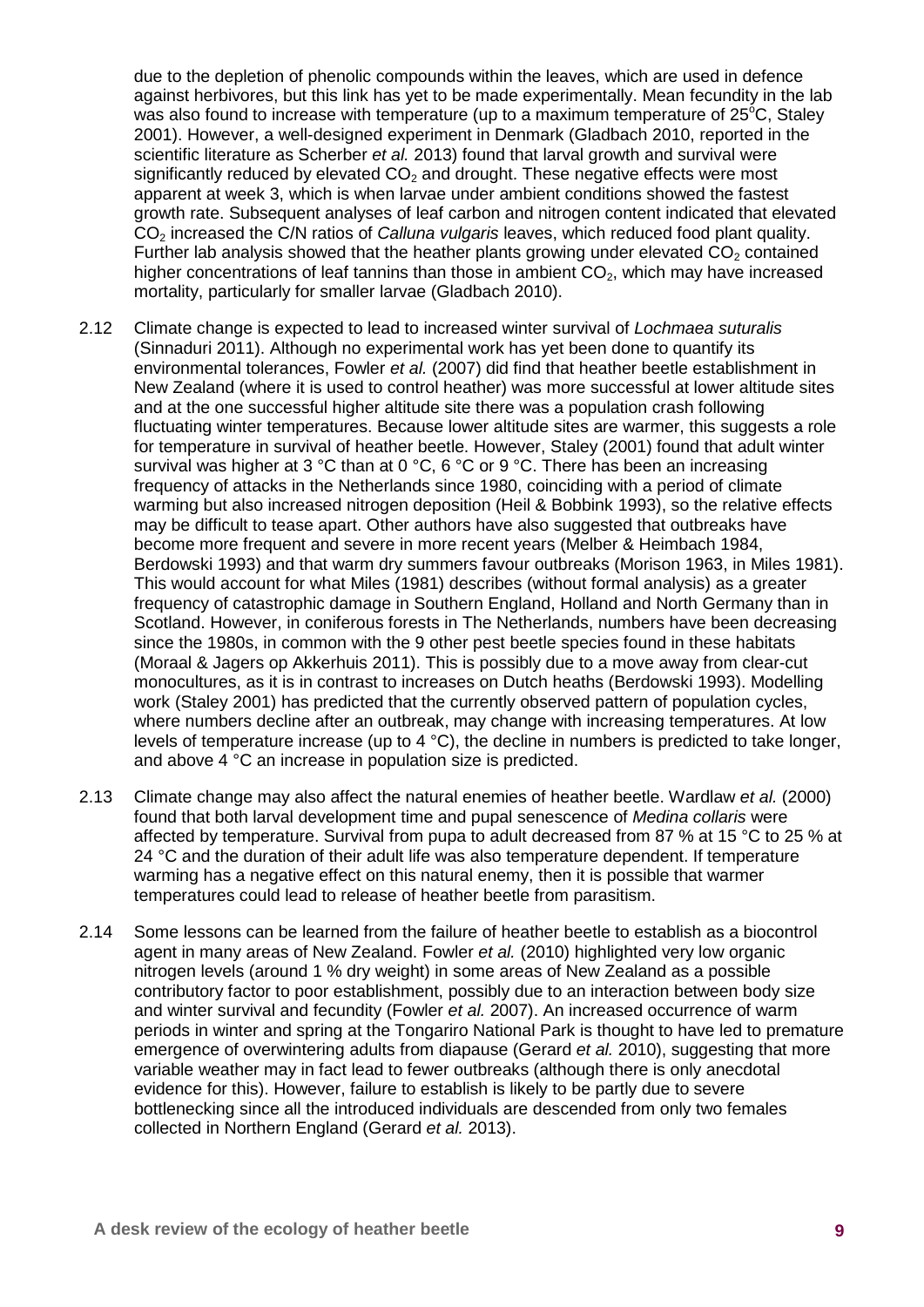due to the depletion of phenolic compounds within the leaves, which are used in defence against herbivores, but this link has yet to be made experimentally. Mean fecundity in the lab was also found to increase with temperature (up to a maximum temperature of 25°C, Staley 2001). However, a well-designed experiment in Denmark (Gladbach 2010, reported in the scientific literature as Scherber *et al.* 2013) found that larval growth and survival were significantly reduced by elevated $CO_2$ and drought. These negative effects were most apparent at week 3, which is when larvae under ambient conditions showed the fastest growth rate. Subsequent analyses of leaf carbon and nitrogen content indicated that elevated $CO_2$ increased the C/N ratios of *Calluna vulgaris* leaves, which reduced food plant quality. Further lab analysis showed that the heather plants growing under elevated $CO_2$ contained higher concentrations of leaf tannins than those in ambient $CO_2$, which may have increased mortality, particularly for smaller larvae (Gladbach 2010).

2.12 Climate change is expected to lead to increased winter survival of *Lochmaea suturalis* (Sinnaduri 2011). Although no experimental work has yet been done to quantify its environmental tolerances, Fowler *et al.* (2007) did find that heather beetle establishment in New Zealand (where it is used to control heather) was more successful at lower altitude sites and at the one successful higher altitude site there was a population crash following fluctuating winter temperatures. Because lower altitude sites are warmer, this suggests a role for temperature in survival of heather beetle. However, Staley (2001) found that adult winter survival was higher at 3 °C than at 0 °C, 6 °C or 9 °C. There has been an increasing frequency of attacks in the Netherlands since 1980, coinciding with a period of climate warming but also increased nitrogen deposition (Heil & Bobbink 1993), so the relative effects may be difficult to tease apart. Other authors have also suggested that outbreaks have become more frequent and severe in more recent years (Melber & Heimbach 1984, Berdowski 1993) and that warm dry summers favour outbreaks (Morison 1963, in Miles 1981). This would account for what Miles (1981) describes (without formal analysis) as a greater frequency of catastrophic damage in Southern England, Holland and North Germany than in Scotland. However, in coniferous forests in The Netherlands, numbers have been decreasing since the 1980s, in common with the 9 other pest beetle species found in these habitats (Moraal & Jagers op Akkerhuis 2011). This is possibly due to a move away from clear-cut monocultures, as it is in contrast to increases on Dutch heaths (Berdowski 1993). Modelling work (Staley 2001) has predicted that the currently observed pattern of population cycles, where numbers decline after an outbreak, may change with increasing temperatures. At low levels of temperature increase (up to 4 °C), the decline in numbers is predicted to take longer, and above 4 °C an increase in population size is predicted.

2.13 Climate change may also affect the natural enemies of heather beetle. Wardlaw *et al.* (2000) found that both larval development time and pupal senescence of *Medina collaris* were affected by temperature. Survival from pupa to adult decreased from 87 % at 15 °C to 25 % at 24 °C and the duration of their adult life was also temperature dependent. If temperature warming has a negative effect on this natural enemy, then it is possible that warmer temperatures could lead to release of heather beetle from parasitism.

2.14 Some lessons can be learned from the failure of heather beetle to establish as a biocontrol agent in many areas of New Zealand. Fowler *et al.* (2010) highlighted very low organic nitrogen levels (around 1 % dry weight) in some areas of New Zealand as a possible contributory factor to poor establishment, possibly due to an interaction between body size and winter survival and fecundity (Fowler *et al.* 2007). An increased occurrence of warm periods in winter and spring at the Tongariro National Park is thought to have led to premature emergence of overwintering adults from diapause (Gerard *et al.* 2010), suggesting that more variable weather may in fact lead to fewer outbreaks (although there is only anecdotal evidence for this). However, failure to establish is likely to be partly due to severe bottlenecking since all the introduced individuals are descended from only two females collected in Northern England (Gerard *et al.* 2013).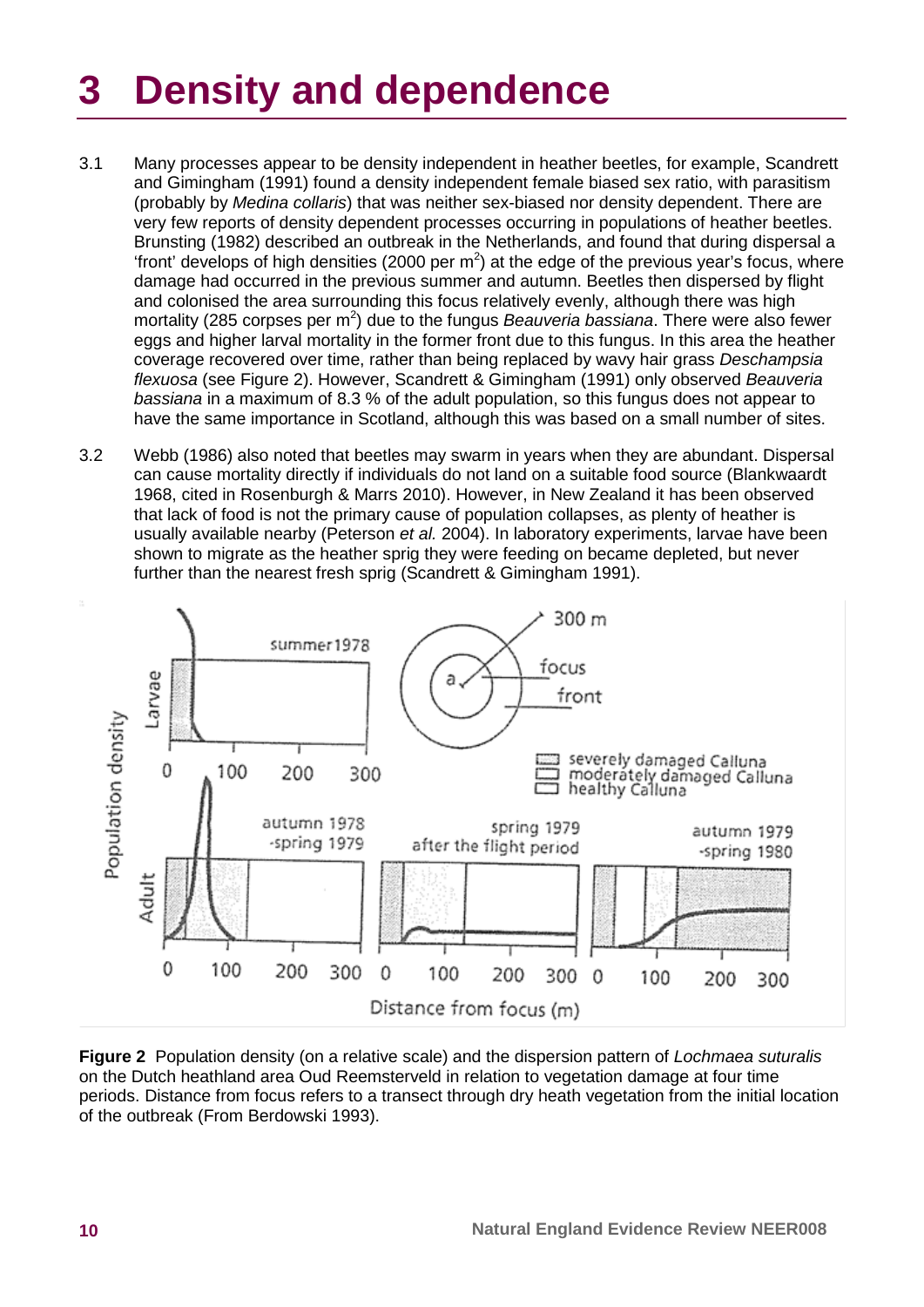# 3 Density and dependence

3.1 Many processes appear to be density independent in heather beetles, for example, Scandrett and Gimingham (1991) found a density independent female biased sex ratio, with parasitism (probably by *Medina collaris*) that was neither sex-biased nor density dependent. There are very few reports of density dependent processes occurring in populations of heather beetles. Brunsting (1982) described an outbreak in the Netherlands, and found that during dispersal a 'front' develops of high densities (2000 per $m^2$) at the edge of the previous year's focus, where damage had occurred in the previous summer and autumn. Beetles then dispersed by flight and colonised the area surrounding this focus relatively evenly, although there was high mortality (285 corpses per $m^2$) due to the fungus *Beauveria bassiana*. There were also fewer eggs and higher larval mortality in the former front due to this fungus. In this area the heather coverage recovered over time, rather than being replaced by wavy hair grass *Deschampsia flexuosa* (see Figure 2). However, Scandrett & Gimingham (1991) only observed *Beauveria bassiana* in a maximum of 8.3 % of the adult population, so this fungus does not appear to have the same importance in Scotland, although this was based on a small number of sites.

3.2 Webb (1986) also noted that beetles may swarm in years when they are abundant. Dispersal can cause mortality directly if individuals do not land on a suitable food source (Blankwaardt 1968, cited in Rosenburgh & Marrs 2010). However, in New Zealand it has been observed that lack of food is not the primary cause of population collapses, as plenty of heather is usually available nearby (Peterson *et al.* 2004). In laboratory experiments, larvae have been shown to migrate as the heather sprig they were feeding on became depleted, but never further than the nearest fresh sprig (Scandrett & Gimingham 1991).

**Figure 2** Population density (on a relative scale) and the dispersion pattern of *Lochmaea suturalis* on the Dutch heathland area Oud Reemsterveld in relation to vegetation damage at four time periods. Distance from focus refers to a transect through dry heath vegetation from the initial location of the outbreak (From Berdowski 1993).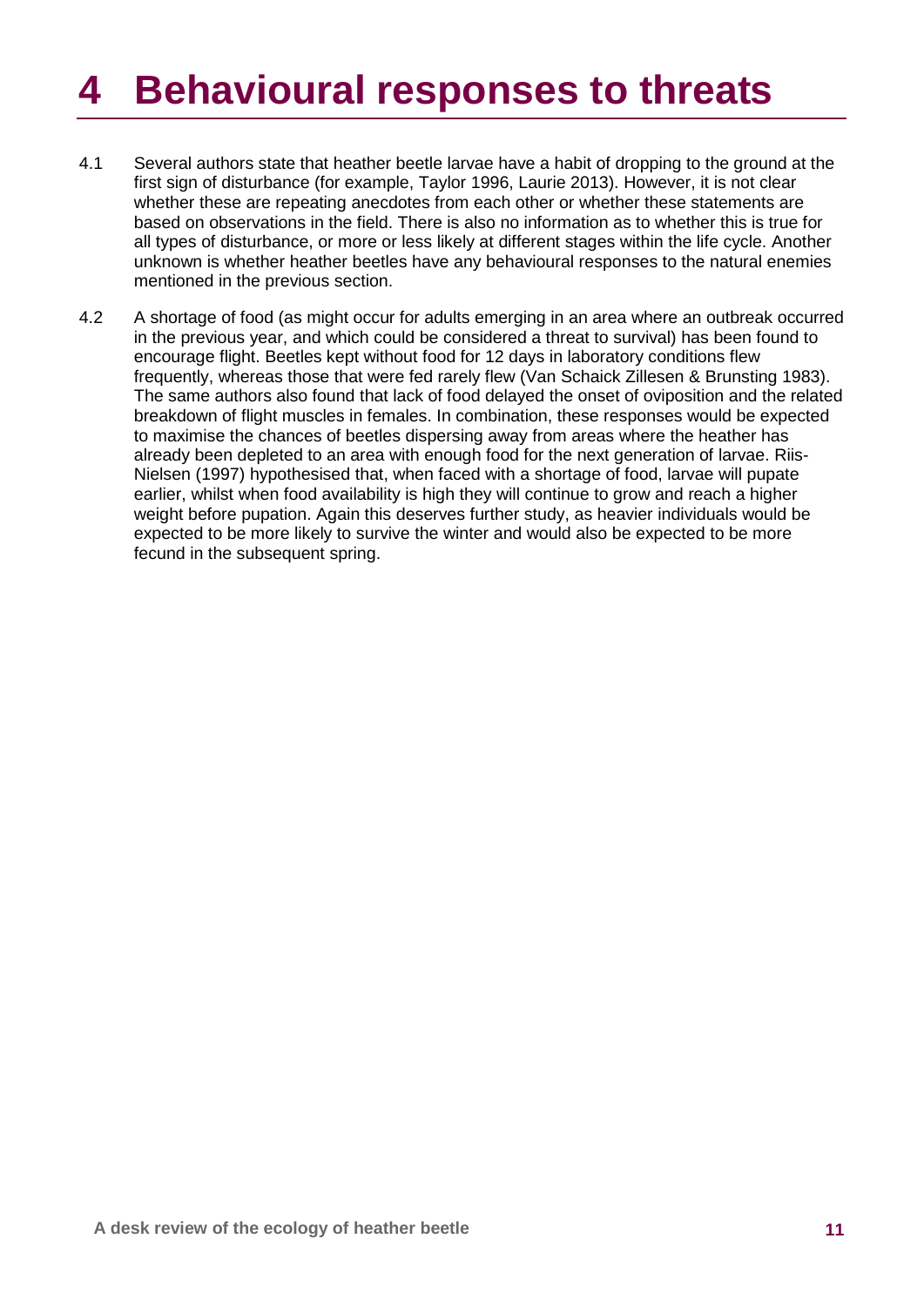# 4 Behavioural responses to threats

4.1 Several authors state that heather beetle larvae have a habit of dropping to the ground at the first sign of disturbance (for example, Taylor 1996, Laurie 2013). However, it is not clear whether these are repeating anecdotes from each other or whether these statements are based on observations in the field. There is also no information as to whether this is true for all types of disturbance, or more or less likely at different stages within the life cycle. Another unknown is whether heather beetles have any behavioural responses to the natural enemies mentioned in the previous section.

4.2 A shortage of food (as might occur for adults emerging in an area where an outbreak occurred in the previous year, and which could be considered a threat to survival) has been found to encourage flight. Beetles kept without food for 12 days in laboratory conditions flew frequently, whereas those that were fed rarely flew (Van Schaick Zillesen & Brunsting 1983). The same authors also found that lack of food delayed the onset of oviposition and the related breakdown of flight muscles in females. In combination, these responses would be expected to maximise the chances of beetles dispersing away from areas where the heather has already been depleted to an area with enough food for the next generation of larvae. Riis-Nielsen (1997) hypothesised that, when faced with a shortage of food, larvae will pupate earlier, whilst when food availability is high they will continue to grow and reach a higher weight before pupation. Again this deserves further study, as heavier individuals would be expected to be more likely to survive the winter and would also be expected to be more fecund in the subsequent spring.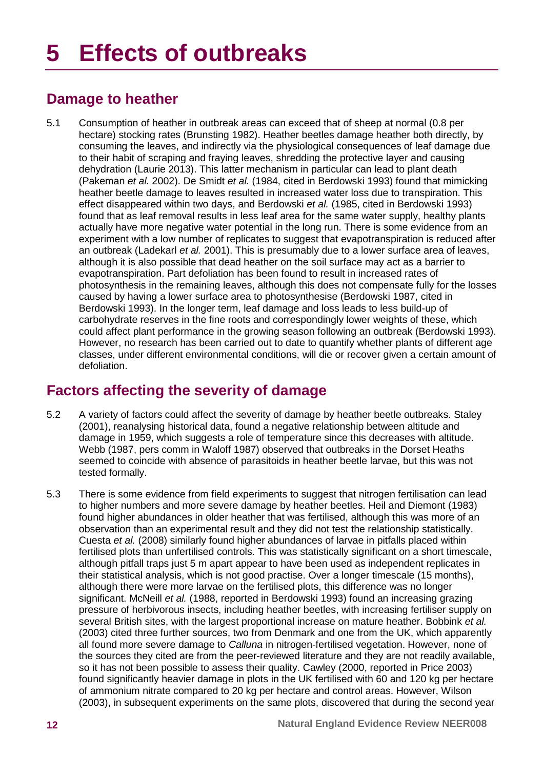# 5 Effects of outbreaks

## Damage to heather

5.1 Consumption of heather in outbreak areas can exceed that of sheep at normal (0.8 per hectare) stocking rates (Brunsting 1982). Heather beetles damage heather both directly, by consuming the leaves, and indirectly via the physiological consequences of leaf damage due to their habit of scraping and fraying leaves, shredding the protective layer and causing dehydration (Laurie 2013). This latter mechanism in particular can lead to plant death (Pakeman *et al.* 2002). De Smidt *et al.* (1984, cited in Berdowski 1993) found that mimicking heather beetle damage to leaves resulted in increased water loss due to transpiration. This effect disappeared within two days, and Berdowski *et al.* (1985, cited in Berdowski 1993) found that as leaf removal results in less leaf area for the same water supply, healthy plants actually have more negative water potential in the long run. There is some evidence from an experiment with a low number of replicates to suggest that evapotranspiration is reduced after an outbreak (Ladekarl *et al.* 2001). This is presumably due to a lower surface area of leaves, although it is also possible that dead heather on the soil surface may act as a barrier to evapotranspiration. Part defoliation has been found to result in increased rates of photosynthesis in the remaining leaves, although this does not compensate fully for the losses caused by having a lower surface area to photosynthesise (Berdowski 1987, cited in Berdowski 1993). In the longer term, leaf damage and loss leads to less build-up of carbohydrate reserves in the fine roots and correspondingly lower weights of these, which could affect plant performance in the growing season following an outbreak (Berdowski 1993). However, no research has been carried out to date to quantify whether plants of different age classes, under different environmental conditions, will die or recover given a certain amount of defoliation.

## Factors affecting the severity of damage

5.2 A variety of factors could affect the severity of damage by heather beetle outbreaks. Staley (2001), reanalysing historical data, found a negative relationship between altitude and damage in 1959, which suggests a role of temperature since this decreases with altitude. Webb (1987, pers comm in Waloff 1987) observed that outbreaks in the Dorset Heaths seemed to coincide with absence of parasitoids in heather beetle larvae, but this was not tested formally.

5.3 There is some evidence from field experiments to suggest that nitrogen fertilisation can lead to higher numbers and more severe damage by heather beetles. Heil and Diemont (1983) found higher abundances in older heather that was fertilised, although this was more of an observation than an experimental result and they did not test the relationship statistically. Cuesta *et al.* (2008) similarly found higher abundances of larvae in pitfalls placed within fertilised plots than unfertilised controls. This was statistically significant on a short timescale, although pitfall traps just 5 m apart appear to have been used as independent replicates in their statistical analysis, which is not good practise. Over a longer timescale (15 months), although there were more larvae on the fertilised plots, this difference was no longer significant. McNeill *et al.* (1988, reported in Berdowski 1993) found an increasing grazing pressure of herbivorous insects, including heather beetles, with increasing fertiliser supply on several British sites, with the largest proportional increase on mature heather. Bobbink *et al.* (2003) cited three further sources, two from Denmark and one from the UK, which apparently all found more severe damage to *Calluna* in nitrogen-fertilised vegetation. However, none of the sources they cited are from the peer-reviewed literature and they are not readily available, so it has not been possible to assess their quality. Cawley (2000, reported in Price 2003) found significantly heavier damage in plots in the UK fertilised with 60 and 120 kg per hectare of ammonium nitrate compared to 20 kg per hectare and control areas. However, Wilson (2003), in subsequent experiments on the same plots, discovered that during the second year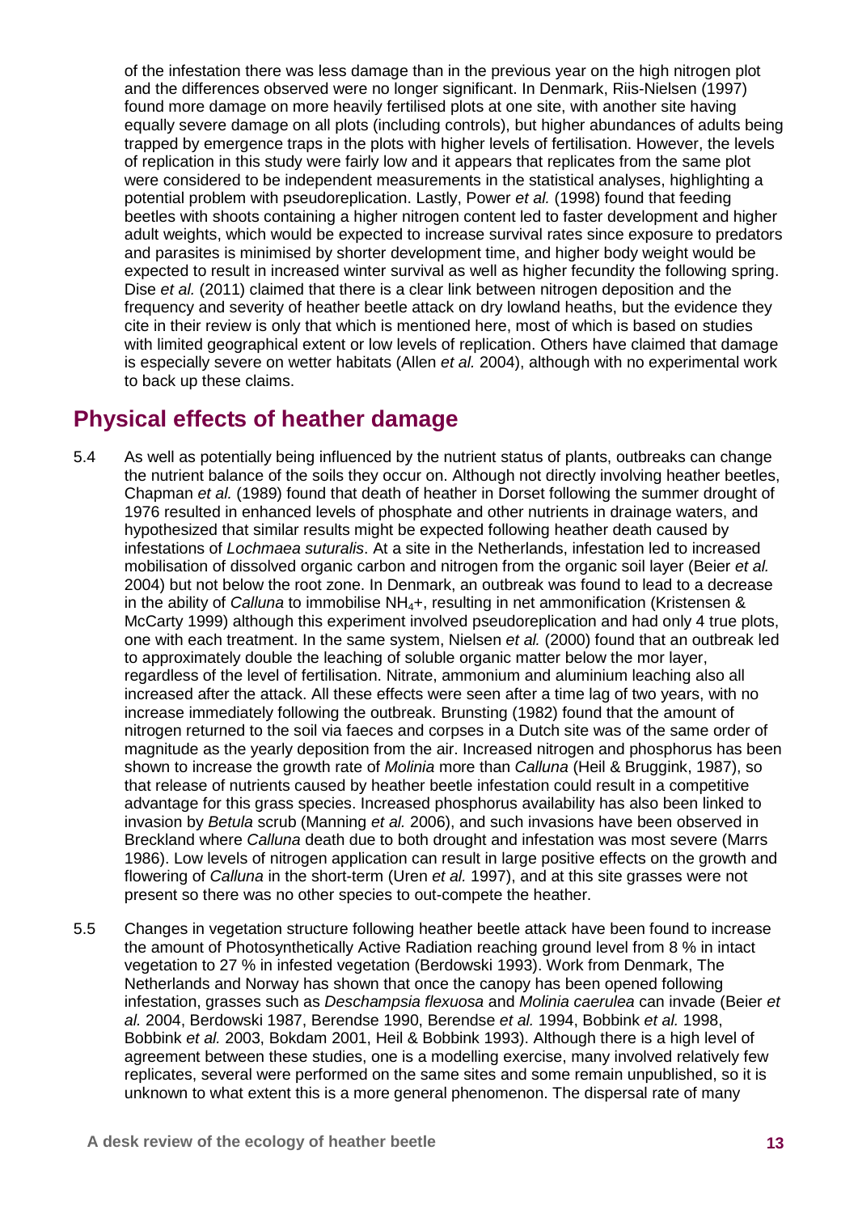of the infestation there was less damage than in the previous year on the high nitrogen plot and the differences observed were no longer significant. In Denmark, Riis-Nielsen (1997) found more damage on more heavily fertilised plots at one site, with another site having equally severe damage on all plots (including controls), but higher abundances of adults being trapped by emergence traps in the plots with higher levels of fertilisation. However, the levels of replication in this study were fairly low and it appears that replicates from the same plot were considered to be independent measurements in the statistical analyses, highlighting a potential problem with pseudoreplication. Lastly, Power *et al.* (1998) found that feeding beetles with shoots containing a higher nitrogen content led to faster development and higher adult weights, which would be expected to increase survival rates since exposure to predators and parasites is minimised by shorter development time, and higher body weight would be expected to result in increased winter survival as well as higher fecundity the following spring. Dise *et al.* (2011) claimed that there is a clear link between nitrogen deposition and the frequency and severity of heather beetle attack on dry lowland heaths, but the evidence they cite in their review is only that which is mentioned here, most of which is based on studies with limited geographical extent or low levels of replication. Others have claimed that damage is especially severe on wetter habitats (Allen *et al.* 2004), although with no experimental work to back up these claims.

## Physical effects of heather damage

5.4 As well as potentially being influenced by the nutrient status of plants, outbreaks can change the nutrient balance of the soils they occur on. Although not directly involving heather beetles, Chapman *et al.* (1989) found that death of heather in Dorset following the summer drought of 1976 resulted in enhanced levels of phosphate and other nutrients in drainage waters, and hypothesized that similar results might be expected following heather death caused by infestations of *Lochmaea suturalis*. At a site in the Netherlands, infestation led to increased mobilisation of dissolved organic carbon and nitrogen from the organic soil layer (Beier *et al.* 2004) but not below the root zone. In Denmark, an outbreak was found to lead to a decrease in the ability of *Calluna* to immobilise $NH_4^+$, resulting in net ammonification (Kristensen & McCarty 1999) although this experiment involved pseudoreplication and had only 4 true plots, one with each treatment. In the same system, Nielsen *et al.* (2000) found that an outbreak led to approximately double the leaching of soluble organic matter below the mor layer, regardless of the level of fertilisation. Nitrate, ammonium and aluminium leaching also all increased after the attack. All these effects were seen after a time lag of two years, with no increase immediately following the outbreak. Brunsting (1982) found that the amount of nitrogen returned to the soil via faeces and corpses in a Dutch site was of the same order of magnitude as the yearly deposition from the air. Increased nitrogen and phosphorus has been shown to increase the growth rate of *Molinia* more than *Calluna* (Heil & Bruggink, 1987), so that release of nutrients caused by heather beetle infestation could result in a competitive advantage for this grass species. Increased phosphorus availability has also been linked to invasion by *Betula* scrub (Manning *et al.* 2006), and such invasions have been observed in Breckland where *Calluna* death due to both drought and infestation was most severe (Marrs 1986). Low levels of nitrogen application can result in large positive effects on the growth and flowering of *Calluna* in the short-term (Uren *et al.* 1997), and at this site grasses were not present so there was no other species to out-compete the heather.

5.5 Changes in vegetation structure following heather beetle attack have been found to increase the amount of Photosynthetically Active Radiation reaching ground level from 8 % in intact vegetation to 27 % in infested vegetation (Berdowski 1993). Work from Denmark, The Netherlands and Norway has shown that once the canopy has been opened following infestation, grasses such as *Deschampsia flexuosa* and *Molinia caerulea* can invade (Beier *et al.* 2004, Berdowski 1987, Berendse 1990, Berendse *et al.* 1994, Bobbink *et al.* 1998, Bobbink *et al.* 2003, Bokdam 2001, Heil & Bobbink 1993). Although there is a high level of agreement between these studies, one is a modelling exercise, many involved relatively few replicates, several were performed on the same sites and some remain unpublished, so it is unknown to what extent this is a more general phenomenon. The dispersal rate of many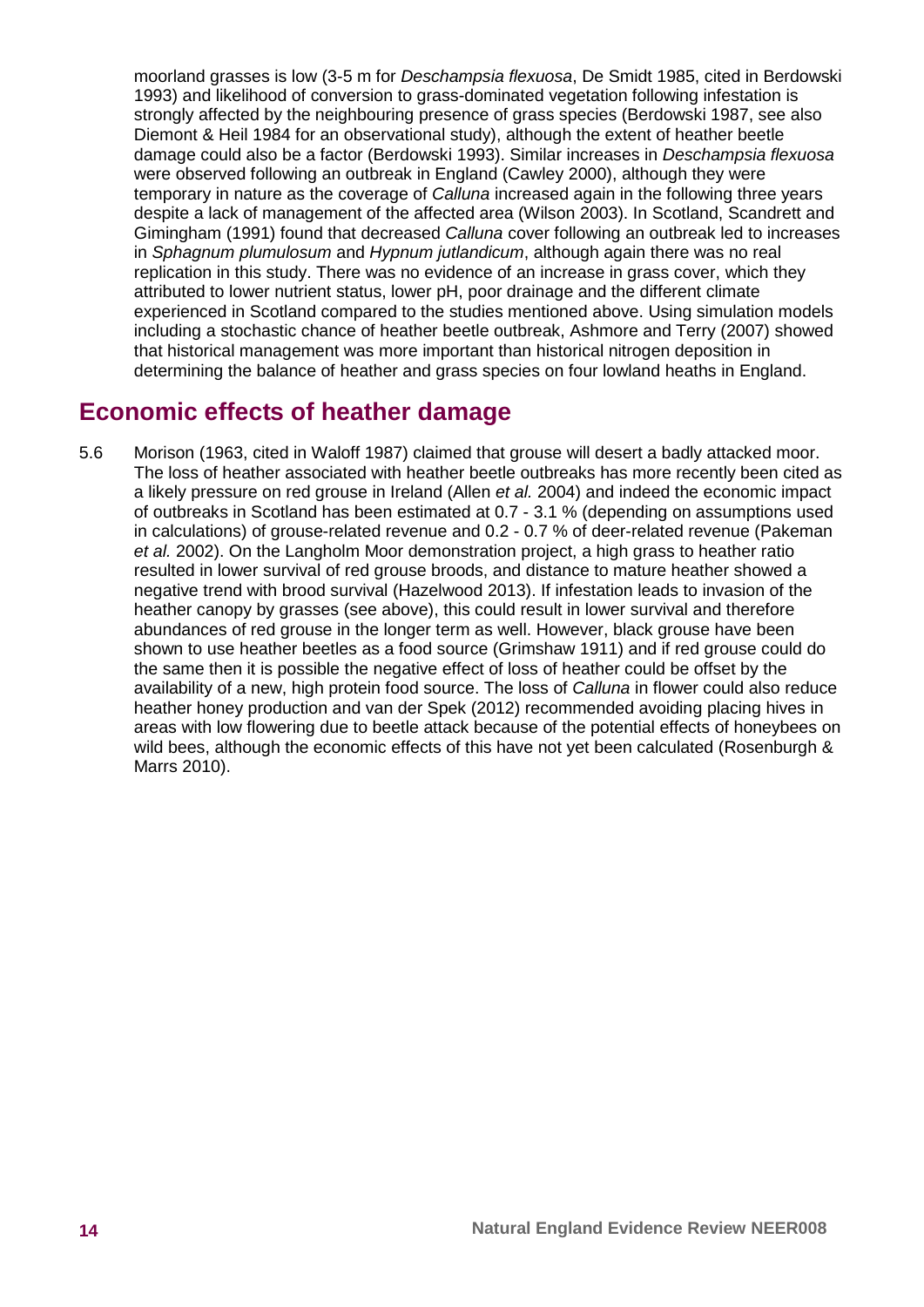moorland grasses is low (3-5 m for *Deschampsia flexuosa*, De Smidt 1985, cited in Berdowski 1993) and likelihood of conversion to grass-dominated vegetation following infestation is strongly affected by the neighbouring presence of grass species (Berdowski 1987, see also Diemont & Heil 1984 for an observational study), although the extent of heather beetle damage could also be a factor (Berdowski 1993). Similar increases in *Deschampsia flexuosa* were observed following an outbreak in England (Cawley 2000), although they were temporary in nature as the coverage of *Calluna* increased again in the following three years despite a lack of management of the affected area (Wilson 2003). In Scotland, Scandrett and Gimingham (1991) found that decreased *Calluna* cover following an outbreak led to increases in *Sphagnum plumulosum* and *Hypnum jutlandicum*, although again there was no real replication in this study. There was no evidence of an increase in grass cover, which they attributed to lower nutrient status, lower pH, poor drainage and the different climate experienced in Scotland compared to the studies mentioned above. Using simulation models including a stochastic chance of heather beetle outbreak, Ashmore and Terry (2007) showed that historical management was more important than historical nitrogen deposition in determining the balance of heather and grass species on four lowland heaths in England.

## Economic effects of heather damage

5.6 Morison (1963, cited in Waloff 1987) claimed that grouse will desert a badly attacked moor. The loss of heather associated with heather beetle outbreaks has more recently been cited as a likely pressure on red grouse in Ireland (Allen *et al.* 2004) and indeed the economic impact of outbreaks in Scotland has been estimated at 0.7 - 3.1 % (depending on assumptions used in calculations) of grouse-related revenue and 0.2 - 0.7 % of deer-related revenue (Pakeman *et al.* 2002). On the Langholm Moor demonstration project, a high grass to heather ratio resulted in lower survival of red grouse broods, and distance to mature heather showed a negative trend with brood survival (Hazelwood 2013). If infestation leads to invasion of the heather canopy by grasses (see above), this could result in lower survival and therefore abundances of red grouse in the longer term as well. However, black grouse have been shown to use heather beetles as a food source (Grimshaw 1911) and if red grouse could do the same then it is possible the negative effect of loss of heather could be offset by the availability of a new, high protein food source. The loss of *Calluna* in flower could also reduce heather honey production and van der Spek (2012) recommended avoiding placing hives in areas with low flowering due to beetle attack because of the potential effects of honeybees on wild bees, although the economic effects of this have not yet been calculated (Rosenburgh & Marrs 2010).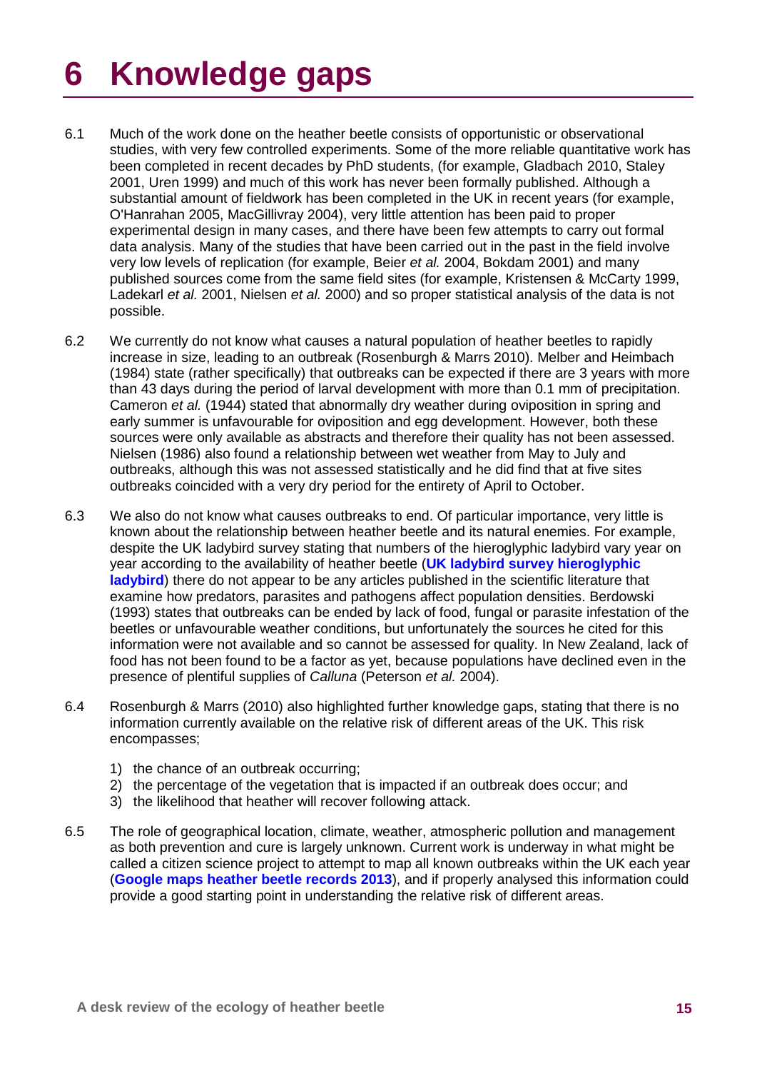# 6 Knowledge gaps

6.1 Much of the work done on the heather beetle consists of opportunistic or observational studies, with very few controlled experiments. Some of the more reliable quantitative work has been completed in recent decades by PhD students, (for example, Gladbach 2010, Staley 2001, Uren 1999) and much of this work has never been formally published. Although a substantial amount of fieldwork has been completed in the UK in recent years (for example, O'Hanrahan 2005, MacGillivray 2004), very little attention has been paid to proper experimental design in many cases, and there have been few attempts to carry out formal data analysis. Many of the studies that have been carried out in the past in the field involve very low levels of replication (for example, Beier *et al.* 2004, Bokdam 2001) and many published sources come from the same field sites (for example, Kristensen & McCarty 1999, Ladekarl *et al.* 2001, Nielsen *et al.* 2000) and so proper statistical analysis of the data is not possible.

6.2 We currently do not know what causes a natural population of heather beetles to rapidly increase in size, leading to an outbreak (Rosenburgh & Marrs 2010). Melber and Heimbach (1984) state (rather specifically) that outbreaks can be expected if there are 3 years with more than 43 days during the period of larval development with more than 0.1 mm of precipitation. Cameron *et al.* (1944) stated that abnormally dry weather during oviposition in spring and early summer is unfavourable for oviposition and egg development. However, both these sources were only available as abstracts and therefore their quality has not been assessed. Nielsen (1986) also found a relationship between wet weather from May to July and outbreaks, although this was not assessed statistically and he did find that at five sites outbreaks coincided with a very dry period for the entirety of April to October.

6.3 We also do not know what causes outbreaks to end. Of particular importance, very little is known about the relationship between heather beetle and its natural enemies. For example, despite the UK ladybird survey stating that numbers of the hieroglyphic ladybird vary year on year according to the availability of heather beetle (**UK ladybird survey hieroglyphic ladybird**) there do not appear to be any articles published in the scientific literature that examine how predators, parasites and pathogens affect population densities. Berdowski (1993) states that outbreaks can be ended by lack of food, fungal or parasite infestation of the beetles or unfavourable weather conditions, but unfortunately the sources he cited for this information were not available and so cannot be assessed for quality. In New Zealand, lack of food has not been found to be a factor as yet, because populations have declined even in the presence of plentiful supplies of *Calluna* (Peterson *et al.* 2004).

6.4 Rosenburgh & Marrs (2010) also highlighted further knowledge gaps, stating that there is no information currently available on the relative risk of different areas of the UK. This risk encompasses;

1) the chance of an outbreak occurring;
2) the percentage of the vegetation that is impacted if an outbreak does occur; and
3) the likelihood that heather will recover following attack.

6.5 The role of geographical location, climate, weather, atmospheric pollution and management as both prevention and cure is largely unknown. Current work is underway in what might be called a citizen science project to attempt to map all known outbreaks within the UK each year (**Google maps heather beetle records 2013**), and if properly analysed this information could provide a good starting point in understanding the relative risk of different areas.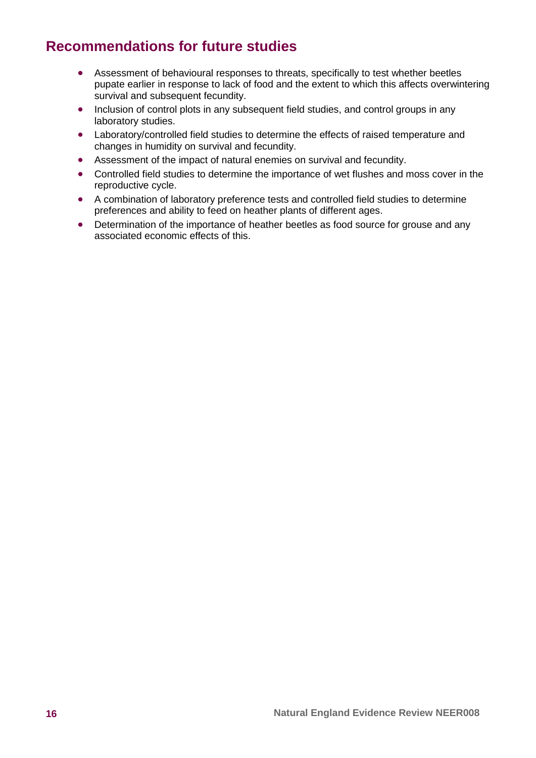## Recommendations for future studies

- Assessment of behavioural responses to threats, specifically to test whether beetles pupate earlier in response to lack of food and the extent to which this affects overwintering survival and subsequent fecundity.
- Inclusion of control plots in any subsequent field studies, and control groups in any laboratory studies.
- Laboratory/controlled field studies to determine the effects of raised temperature and changes in humidity on survival and fecundity.
- Assessment of the impact of natural enemies on survival and fecundity.
- Controlled field studies to determine the importance of wet flushes and moss cover in the reproductive cycle.
- A combination of laboratory preference tests and controlled field studies to determine preferences and ability to feed on heather plants of different ages.
- Determination of the importance of heather beetles as food source for grouse and any associated economic effects of this.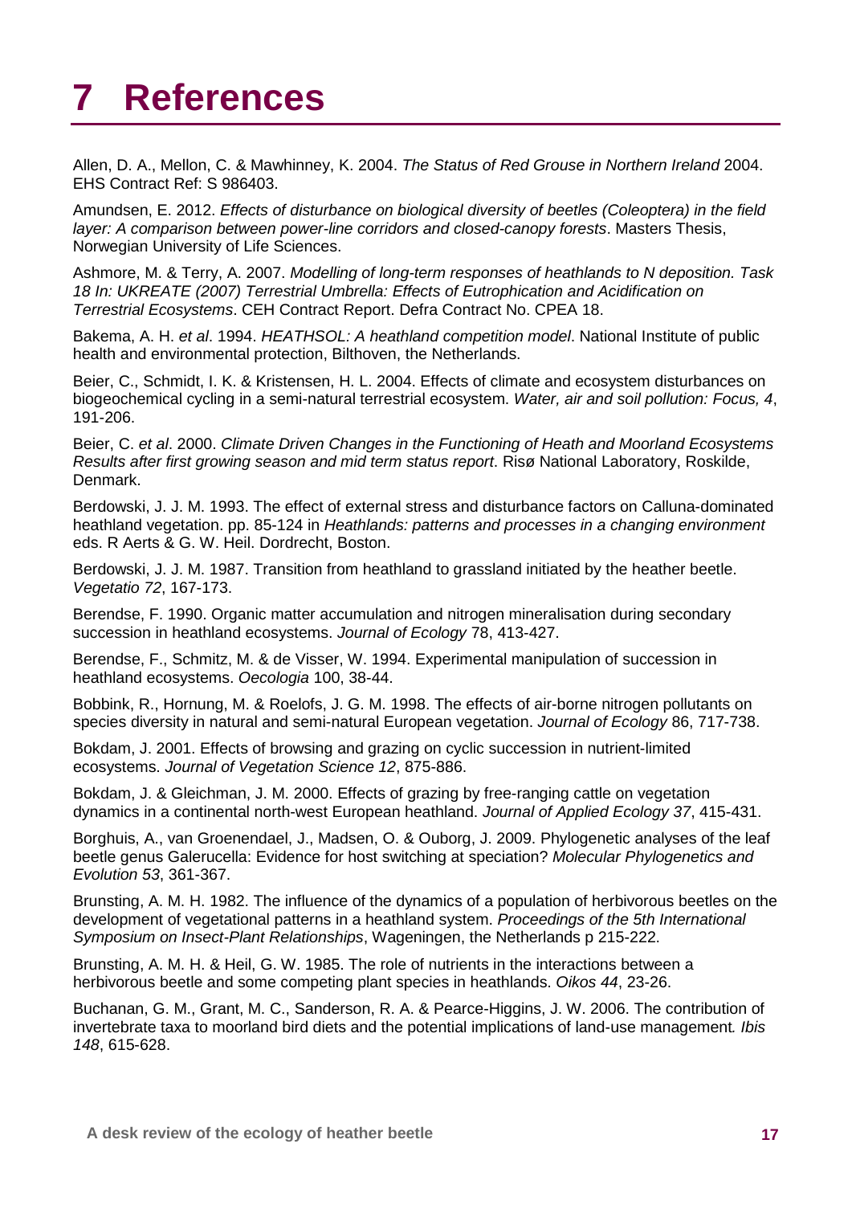# 7 References

Allen, D. A., Mellon, C. & Mawhinney, K. 2004. *The Status of Red Grouse in Northern Ireland* 2004. EHS Contract Ref: S 986403.

Amundsen, E. 2012. *Effects of disturbance on biological diversity of beetles (Coleoptera) in the field layer: A comparison between power-line corridors and closed-canopy forests*. Masters Thesis, Norwegian University of Life Sciences.

Ashmore, M. & Terry, A. 2007. *Modelling of long-term responses of heathlands to N deposition. Task 18 In: UKREATE (2007) Terrestrial Umbrella: Effects of Eutrophication and Acidification on Terrestrial Ecosystems*. CEH Contract Report. Defra Contract No. CPEA 18.

Bakema, A. H. *et al*. 1994. *HEATHSOL: A heathland competition model*. National Institute of public health and environmental protection, Bilthoven, the Netherlands.

Beier, C., Schmidt, I. K. & Kristensen, H. L. 2004. Effects of climate and ecosystem disturbances on biogeochemical cycling in a semi-natural terrestrial ecosystem. *Water, air and soil pollution: Focus, 4*, 191-206.

Beier, C. *et al*. 2000. *Climate Driven Changes in the Functioning of Heath and Moorland Ecosystems Results after first growing season and mid term status report*. Risø National Laboratory, Roskilde, Denmark.

Berdowski, J. J. M. 1993. The effect of external stress and disturbance factors on Calluna-dominated heathland vegetation. pp. 85-124 in *Heathlands: patterns and processes in a changing environment* eds. R Aerts & G. W. Heil. Dordrecht, Boston.

Berdowski, J. J. M. 1987. Transition from heathland to grassland initiated by the heather beetle. *Vegetatio 72*, 167-173.

Berendse, F. 1990. Organic matter accumulation and nitrogen mineralisation during secondary succession in heathland ecosystems. *Journal of Ecology* 78, 413-427.

Berendse, F., Schmitz, M. & de Visser, W. 1994. Experimental manipulation of succession in heathland ecosystems. *Oecologia* 100, 38-44.

Bobbink, R., Hornung, M. & Roelofs, J. G. M. 1998. The effects of air-borne nitrogen pollutants on species diversity in natural and semi-natural European vegetation. *Journal of Ecology* 86, 717-738.

Bokdam, J. 2001. Effects of browsing and grazing on cyclic succession in nutrient-limited ecosystems. *Journal of Vegetation Science 12*, 875-886.

Bokdam, J. & Gleichman, J. M. 2000. Effects of grazing by free-ranging cattle on vegetation dynamics in a continental north-west European heathland. *Journal of Applied Ecology 37*, 415-431.

Borghuis, A., van Groenendael, J., Madsen, O. & Ouborg, J. 2009. Phylogenetic analyses of the leaf beetle genus Galerucella: Evidence for host switching at speciation? *Molecular Phylogenetics and Evolution 53*, 361-367.

Brunsting, A. M. H. 1982. The influence of the dynamics of a population of herbivorous beetles on the development of vegetational patterns in a heathland system. *Proceedings of the 5th International Symposium on Insect-Plant Relationships*, Wageningen, the Netherlands p 215-222.

Brunsting, A. M. H. & Heil, G. W. 1985. The role of nutrients in the interactions between a herbivorous beetle and some competing plant species in heathlands. *Oikos 44*, 23-26.

Buchanan, G. M., Grant, M. C., Sanderson, R. A. & Pearce-Higgins, J. W. 2006. The contribution of invertebrate taxa to moorland bird diets and the potential implications of land-use management. *Ibis 148*, 615-628.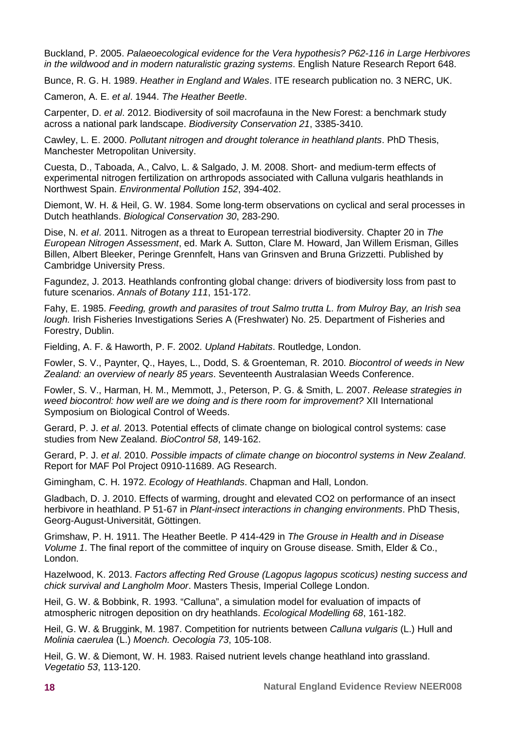Buckland, P. 2005. *Palaeoecological evidence for the Vera hypothesis? P62-116 in Large Herbivores in the wildwood and in modern naturalistic grazing systems*. English Nature Research Report 648.

Bunce, R. G. H. 1989. *Heather in England and Wales*. ITE research publication no. 3 NERC, UK.

Cameron, A. E. *et al*. 1944. *The Heather Beetle*.

Carpenter, D. *et al*. 2012. Biodiversity of soil macrofauna in the New Forest: a benchmark study across a national park landscape. *Biodiversity Conservation 21*, 3385-3410.

Cawley, L. E. 2000. *Pollutant nitrogen and drought tolerance in heathland plants*. PhD Thesis, Manchester Metropolitan University.

Cuesta, D., Taboada, A., Calvo, L. & Salgado, J. M. 2008. Short- and medium-term effects of experimental nitrogen fertilization on arthropods associated with Calluna vulgaris heathlands in Northwest Spain. *Environmental Pollution 152*, 394-402.

Diemont, W. H. & Heil, G. W. 1984. Some long-term observations on cyclical and seral processes in Dutch heathlands. *Biological Conservation 30*, 283-290.

Dise, N. *et al*. 2011. Nitrogen as a threat to European terrestrial biodiversity. Chapter 20 in *The European Nitrogen Assessment*, ed. Mark A. Sutton, Clare M. Howard, Jan Willem Erisman, Gilles Billen, Albert Bleeker, Peringe Grennfelt, Hans van Grinsven and Bruna Grizzetti. Published by Cambridge University Press.

Fagundez, J. 2013. Heathlands confronting global change: drivers of biodiversity loss from past to future scenarios. *Annals of Botany 111*, 151-172.

Fahy, E. 1985. *Feeding, growth and parasites of trout Salmo trutta L. from Mulroy Bay, an Irish sea lough.* Irish Fisheries Investigations Series A (Freshwater) No. 25. Department of Fisheries and Forestry, Dublin.

Fielding, A. F. & Haworth, P. F. 2002. *Upland Habitats*. Routledge, London.

Fowler, S. V., Paynter, Q., Hayes, L., Dodd, S. & Groenteman, R. 2010. *Biocontrol of weeds in New Zealand: an overview of nearly 85 years*. Seventeenth Australasian Weeds Conference.

Fowler, S. V., Harman, H. M., Memmott, J., Peterson, P. G. & Smith, L. 2007. *Release strategies in weed biocontrol: how well are we doing and is there room for improvement?* XII International Symposium on Biological Control of Weeds.

Gerard, P. J. *et al*. 2013. Potential effects of climate change on biological control systems: case studies from New Zealand. *BioControl 58*, 149-162.

Gerard, P. J. *et al*. 2010. *Possible impacts of climate change on biocontrol systems in New Zealand*. Report for MAF Pol Project 0910-11689. AG Research.

Gimingham, C. H. 1972. *Ecology of Heathlands*. Chapman and Hall, London.

Gladbach, D. J. 2010. Effects of warming, drought and elevated CO2 on performance of an insect herbivore in heathland. P 51-67 in *Plant-insect interactions in changing environments*. PhD Thesis, Georg-August-Universität, Göttingen.

Grimshaw, P. H. 1911. The Heather Beetle. P 414-429 in *The Grouse in Health and in Disease Volume 1*. The final report of the committee of inquiry on Grouse disease. Smith, Elder & Co., London.

Hazelwood, K. 2013. *Factors affecting Red Grouse (Lagopus lagopus scoticus) nesting success and chick survival and Langholm Moor*. Masters Thesis, Imperial College London.

Heil, G. W. & Bobbink, R. 1993. "Calluna", a simulation model for evaluation of impacts of atmospheric nitrogen deposition on dry heathlands. *Ecological Modelling 68*, 161-182.

Heil, G. W. & Bruggink, M. 1987. Competition for nutrients between *Calluna vulgaris* (L.) Hull and *Molinia caerulea* (L.) *Moench. Oecologia 73*, 105-108.

Heil, G. W. & Diemont, W. H. 1983. Raised nutrient levels change heathland into grassland. *Vegetatio 53*, 113-120.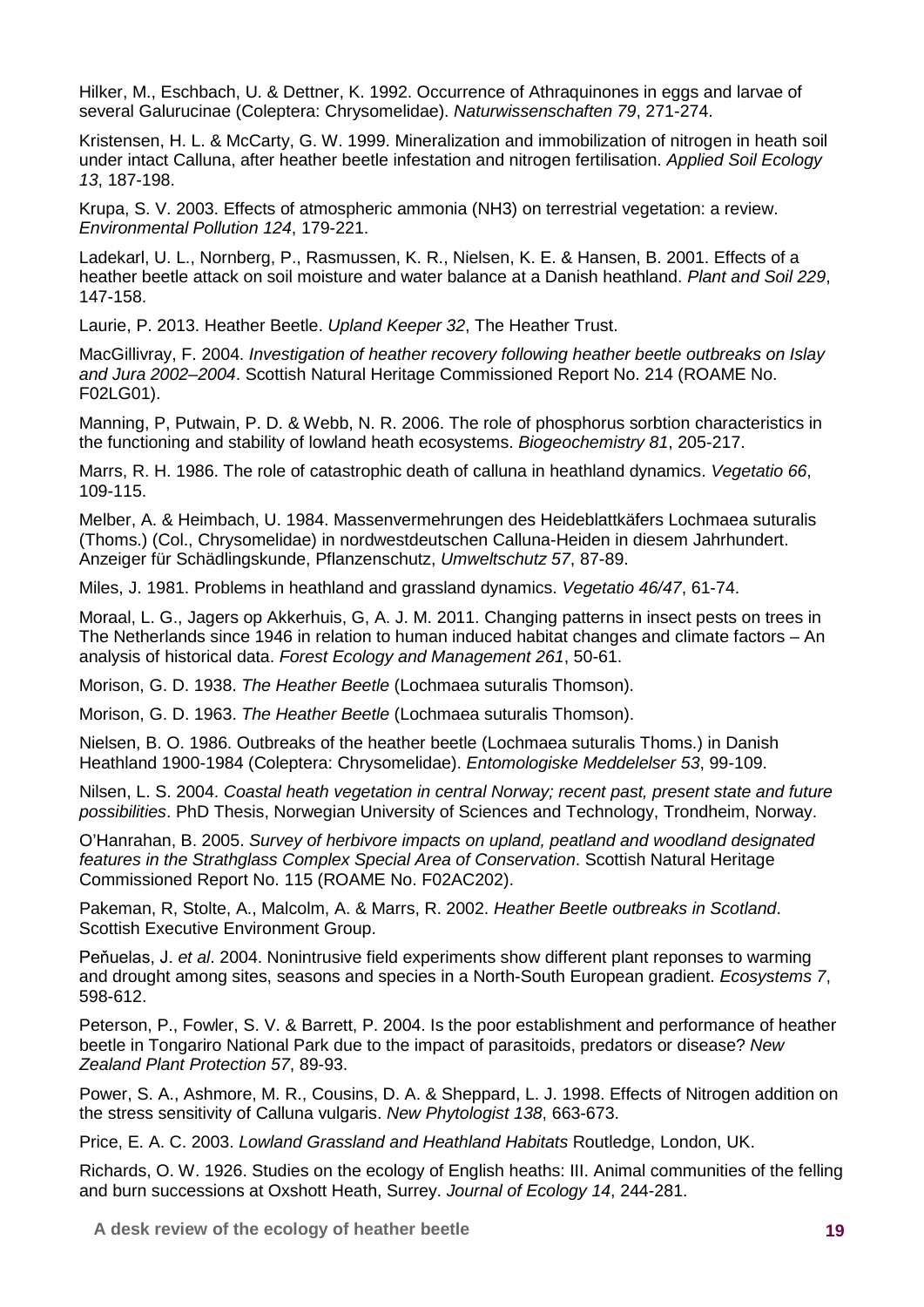Hilker, M., Eschbach, U. & Dettner, K. 1992. Occurrence of Athraquinones in eggs and larvae of several Galurucinae (Coleptera: Chrysomelidae). *Naturwissenschaften 79*, 271-274.

Kristensen, H. L. & McCarty, G. W. 1999. Mineralization and immobilization of nitrogen in heath soil under intact Calluna, after heather beetle infestation and nitrogen fertilisation. *Applied Soil Ecology 13*, 187-198.

Krupa, S. V. 2003. Effects of atmospheric ammonia (NH3) on terrestrial vegetation: a review. *Environmental Pollution 124*, 179-221.

Ladekarl, U. L., Nornberg, P., Rasmussen, K. R., Nielsen, K. E. & Hansen, B. 2001. Effects of a heather beetle attack on soil moisture and water balance at a Danish heathland. *Plant and Soil 229*, 147-158.

Laurie, P. 2013. Heather Beetle. *Upland Keeper 32*, The Heather Trust.

MacGillivray, F. 2004. *Investigation of heather recovery following heather beetle outbreaks on Islay and Jura 2002–2004*. Scottish Natural Heritage Commissioned Report No. 214 (ROAME No. F02LG01).

Manning, P, Putwain, P. D. & Webb, N. R. 2006. The role of phosphorus sorbtion characteristics in the functioning and stability of lowland heath ecosystems. *Biogeochemistry 81*, 205-217.

Marrs, R. H. 1986. The role of catastrophic death of calluna in heathland dynamics. *Vegetatio 66*, 109-115.

Melber, A. & Heimbach, U. 1984. Massenvermehrungen des Heideblattkäfers Lochmaea suturalis (Thoms.) (Col., Chrysomelidae) in nordwestdeutschen Calluna-Heiden in diesem Jahrhundert. Anzeiger für Schädlingskunde, Pflanzenschutz, *Umweltschutz 57*, 87-89.

Miles, J. 1981. Problems in heathland and grassland dynamics. *Vegetatio 46/47*, 61-74.

Moraal, L. G., Jagers op Akkerhuis, G, A. J. M. 2011. Changing patterns in insect pests on trees in The Netherlands since 1946 in relation to human induced habitat changes and climate factors – An analysis of historical data. *Forest Ecology and Management 261*, 50-61.

Morison, G. D. 1938. *The Heather Beetle* (Lochmaea suturalis Thomson).

Morison, G. D. 1963. *The Heather Beetle* (Lochmaea suturalis Thomson).

Nielsen, B. O. 1986. Outbreaks of the heather beetle (Lochmaea suturalis Thoms.) in Danish Heathland 1900-1984 (Coleptera: Chrysomelidae). *Entomologiske Meddelelser 53*, 99-109.

Nilsen, L. S. 2004. *Coastal heath vegetation in central Norway; recent past, present state and future possibilities*. PhD Thesis, Norwegian University of Sciences and Technology, Trondheim, Norway.

O'Hanrahan, B. 2005. *Survey of herbivore impacts on upland, peatland and woodland designated features in the Strathglass Complex Special Area of Conservation*. Scottish Natural Heritage Commissioned Report No. 115 (ROAME No. F02AC202).

Pakeman, R, Stolte, A., Malcolm, A. & Marrs, R. 2002. *Heather Beetle outbreaks in Scotland*. Scottish Executive Environment Group.

Peňuelas, J. *et al*. 2004. Nonintrusive field experiments show different plant reponses to warming and drought among sites, seasons and species in a North-South European gradient. *Ecosystems 7*, 598-612.

Peterson, P., Fowler, S. V. & Barrett, P. 2004. Is the poor establishment and performance of heather beetle in Tongariro National Park due to the impact of parasitoids, predators or disease? *New Zealand Plant Protection 57*, 89-93.

Power, S. A., Ashmore, M. R., Cousins, D. A. & Sheppard, L. J. 1998. Effects of Nitrogen addition on the stress sensitivity of Calluna vulgaris. *New Phytologist 138*, 663-673.

Price, E. A. C. 2003. *Lowland Grassland and Heathland Habitats* Routledge, London, UK.

Richards, O. W. 1926. Studies on the ecology of English heaths: III. Animal communities of the felling and burn successions at Oxshott Heath, Surrey. *Journal of Ecology 14*, 244-281.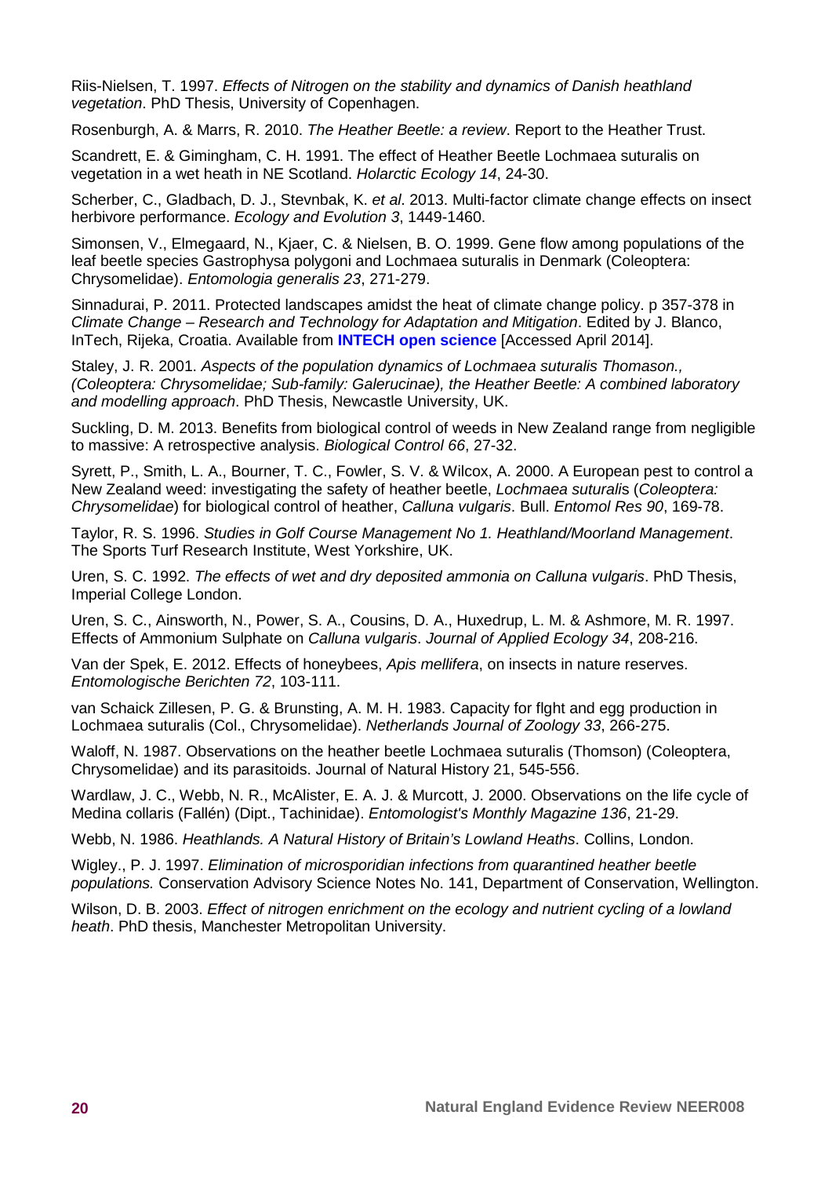Riis-Nielsen, T. 1997. *Effects of Nitrogen on the stability and dynamics of Danish heathland vegetation*. PhD Thesis, University of Copenhagen.

Rosenburgh, A. & Marrs, R. 2010. *The Heather Beetle: a review*. Report to the Heather Trust.

Scandrett, E. & Gimingham, C. H. 1991. The effect of Heather Beetle Lochmaea suturalis on vegetation in a wet heath in NE Scotland. *Holarctic Ecology 14*, 24-30.

Scherber, C., Gladbach, D. J., Stevnbak, K. *et al*. 2013. Multi-factor climate change effects on insect herbivore performance. *Ecology and Evolution 3*, 1449-1460.

Simonsen, V., Elmegaard, N., Kjaer, C. & Nielsen, B. O. 1999. Gene flow among populations of the leaf beetle species Gastrophysa polygoni and Lochmaea suturalis in Denmark (Coleoptera: Chrysomelidae). *Entomologia generalis 23*, 271-279.

Sinnadurai, P. 2011. Protected landscapes amidst the heat of climate change policy. p 357-378 in *Climate Change – Research and Technology for Adaptation and Mitigation*. Edited by J. Blanco, InTech, Rijeka, Croatia. Available from **INTECH open science** [Accessed April 2014].

Staley, J. R. 2001. *Aspects of the population dynamics of Lochmaea suturalis Thomason., (Coleoptera: Chrysomelidae; Sub-family: Galerucinae), the Heather Beetle: A combined laboratory and modelling approach*. PhD Thesis, Newcastle University, UK.

Suckling, D. M. 2013. Benefits from biological control of weeds in New Zealand range from negligible to massive: A retrospective analysis. *Biological Control 66*, 27-32.

Syrett, P., Smith, L. A., Bourner, T. C., Fowler, S. V. & Wilcox, A. 2000. A European pest to control a New Zealand weed: investigating the safety of heather beetle, *Lochmaea suturalis* (*Coleoptera: Chrysomelidae*) for biological control of heather, *Calluna vulgaris*. Bull. *Entomol Res 90*, 169-78.

Taylor, R. S. 1996. *Studies in Golf Course Management No 1. Heathland/Moorland Management*. The Sports Turf Research Institute, West Yorkshire, UK.

Uren, S. C. 1992. *The effects of wet and dry deposited ammonia on Calluna vulgaris*. PhD Thesis, Imperial College London.

Uren, S. C., Ainsworth, N., Power, S. A., Cousins, D. A., Huxedrup, L. M. & Ashmore, M. R. 1997. Effects of Ammonium Sulphate on *Calluna vulgaris*. *Journal of Applied Ecology 34*, 208-216.

Van der Spek, E. 2012. Effects of honeybees, *Apis mellifera*, on insects in nature reserves. *Entomologische Berichten 72*, 103-111.

van Schaick Zillesen, P. G. & Brunsting, A. M. H. 1983. Capacity for flght and egg production in Lochmaea suturalis (Col., Chrysomelidae). *Netherlands Journal of Zoology 33*, 266-275.

Waloff, N. 1987. Observations on the heather beetle Lochmaea suturalis (Thomson) (Coleoptera, Chrysomelidae) and its parasitoids. Journal of Natural History 21, 545-556.

Wardlaw, J. C., Webb, N. R., McAlister, E. A. J. & Murcott, J. 2000. Observations on the life cycle of Medina collaris (Fallén) (Dipt., Tachinidae). *Entomologist's Monthly Magazine 136*, 21-29.

Webb, N. 1986. *Heathlands. A Natural History of Britain's Lowland Heaths*. Collins, London.

Wigley., P. J. 1997. *Elimination of microsporidian infections from quarantined heather beetle populations.* Conservation Advisory Science Notes No. 141, Department of Conservation, Wellington.

Wilson, D. B. 2003. *Effect of nitrogen enrichment on the ecology and nutrient cycling of a lowland heath*. PhD thesis, Manchester Metropolitan University.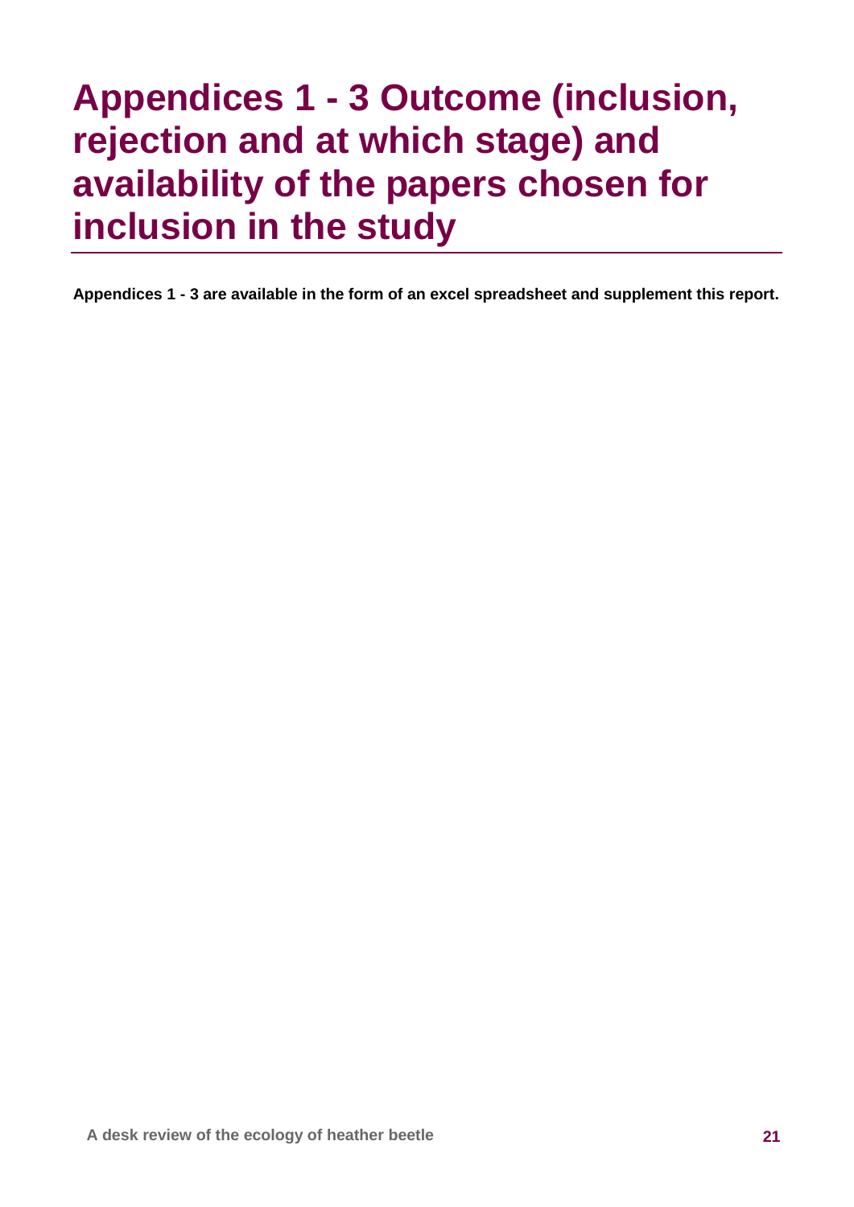# Appendices 1 - 3 Outcome (inclusion, rejection and at which stage) and availability of the papers chosen for inclusion in the study

**Appendices 1 - 3 are available in the form of an excel spreadsheet and supplement this report.**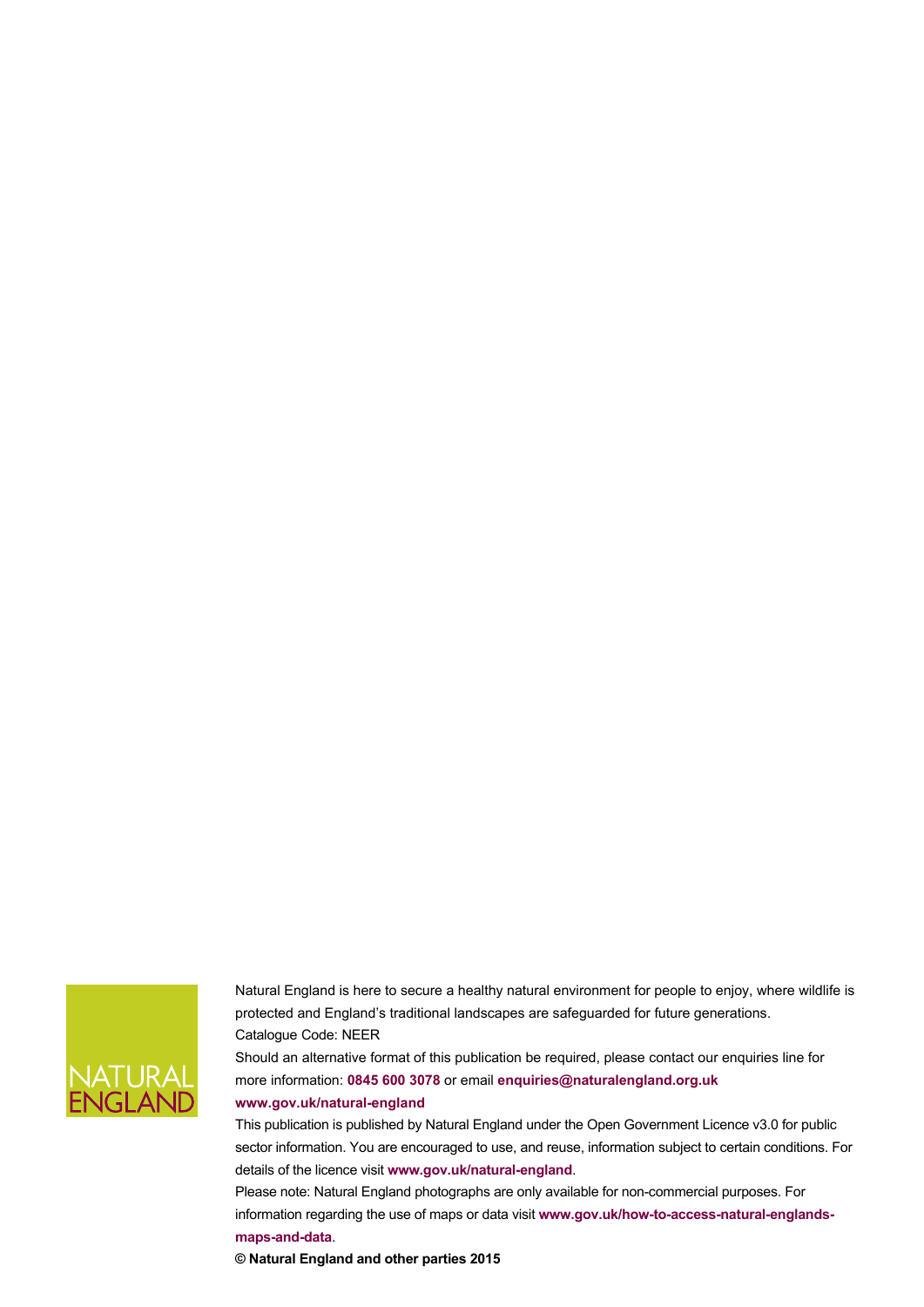NATURAL ENGLAND

Natural England is here to secure a healthy natural environment for people to enjoy, where wildlife is protected and England's traditional landscapes are safeguarded for future generations.

Catalogue Code: NEER

Should an alternative format of this publication be required, please contact our enquiries line for more information: **0845 600 3078** or email **enquiries@naturalengland.org.uk**

**www.gov.uk/natural-england**

This publication is published by Natural England under the Open Government Licence v3.0 for public sector information. You are encouraged to use, and reuse, information subject to certain conditions. For details of the licence visit **www.gov.uk/natural-england**.

Please note: Natural England photographs are only available for non-commercial purposes. For information regarding the use of maps or data visit **www.gov.uk/how-to-access-natural-englands-maps-and-data**.

**© Natural England and other parties 2015**